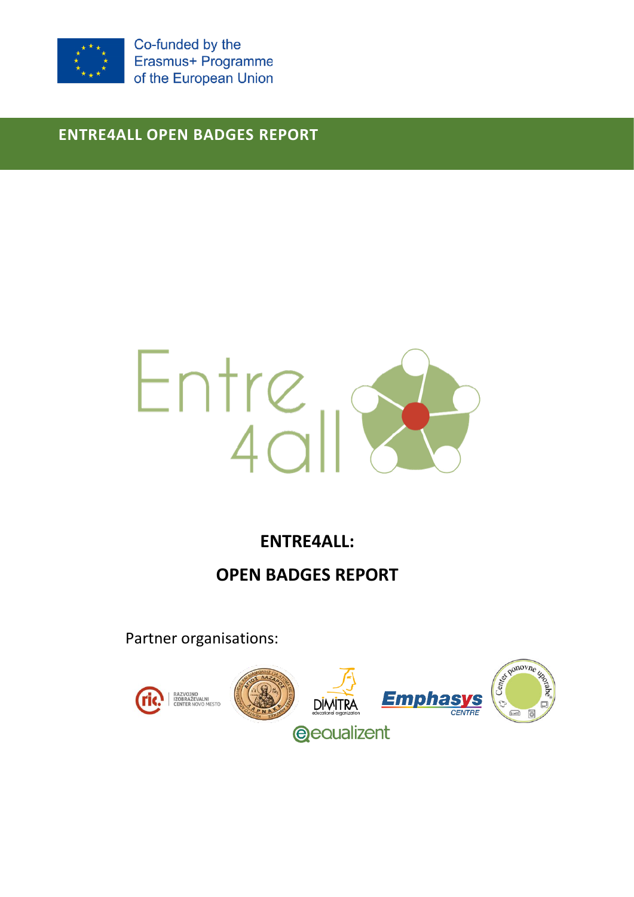Co-funded by the Erasmus+ Programme of the European Union

**ENTRE4ALL OPEN BADGES REPORT**

# ENTRE4ALL:

# OPEN BADGES REPORT

Partner organisations: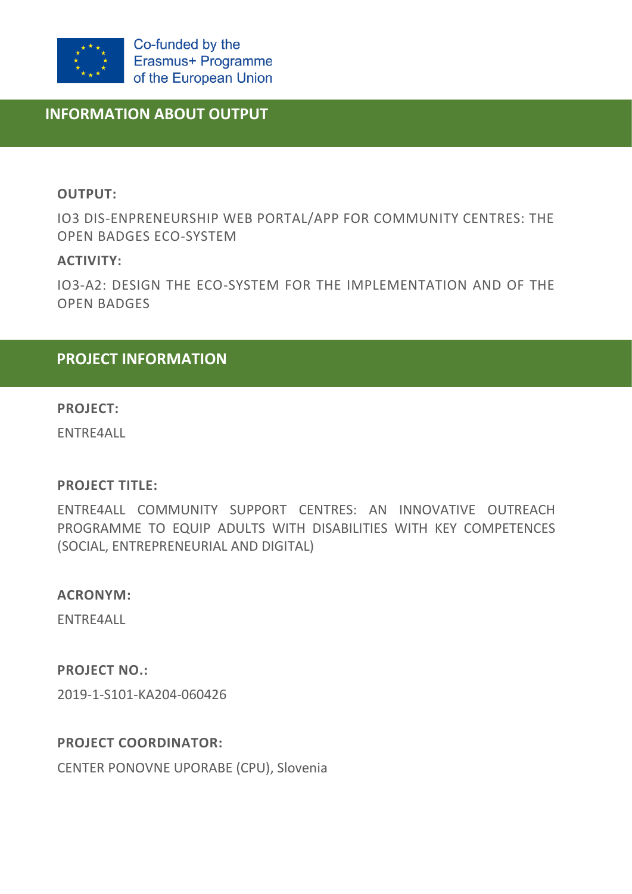Co-funded by the Erasmus+ Programme of the European Union

## INFORMATION ABOUT OUTPUT

**OUTPUT:**

IO3 DIS-ENPRENEURSHIP WEB PORTAL/APP FOR COMMUNITY CENTRES: THE OPEN BADGES ECO-SYSTEM

**ACTIVITY:**

IO3-A2: DESIGN THE ECO-SYSTEM FOR THE IMPLEMENTATION AND OF THE OPEN BADGES

## PROJECT INFORMATION

**PROJECT:**

ENTRE4ALL

**PROJECT TITLE:**

ENTRE4ALL COMMUNITY SUPPORT CENTRES: AN INNOVATIVE OUTREACH PROGRAMME TO EQUIP ADULTS WITH DISABILITIES WITH KEY COMPETENCES (SOCIAL, ENTREPRENEURIAL AND DIGITAL)

**ACRONYM:**

ENTRE4ALL

**PROJECT NO.:**

2019-1-S101-KA204-060426

**PROJECT COORDINATOR:**

CENTER PONOVNE UPORABE (CPU), Slovenia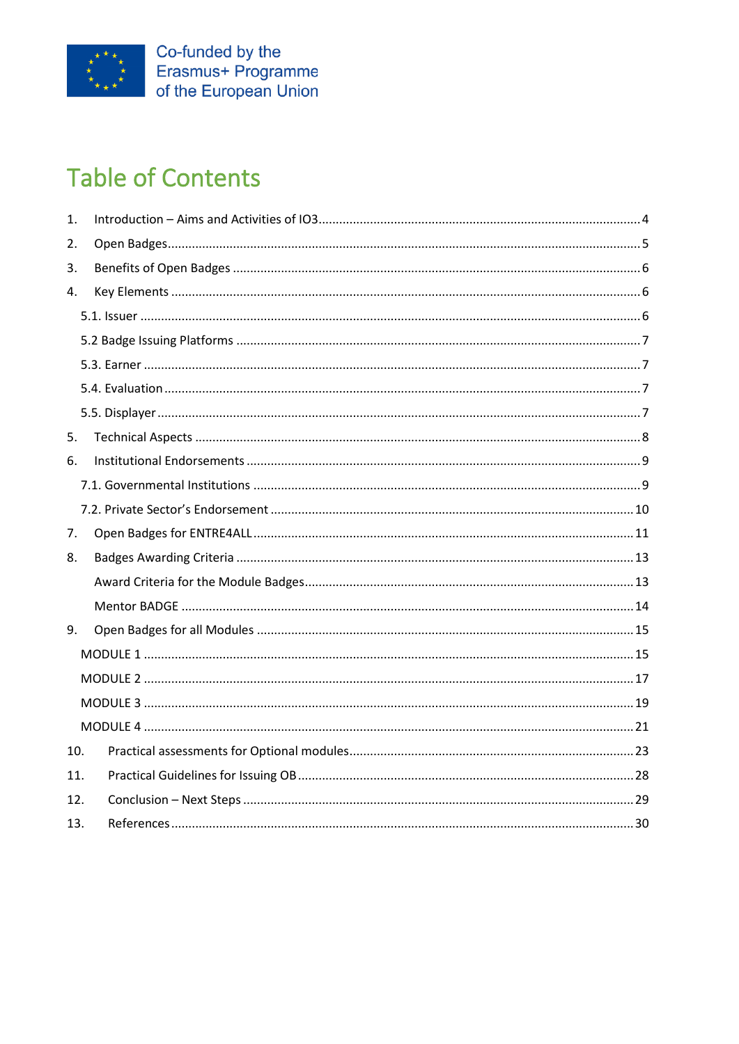# Table of Contents

1. Introduction – Aims and Activities of IO3 .......... 4
2. Open Badges .......... 5
3. Benefits of Open Badges .......... 6
4. Key Elements .......... 6
   - 5.1. Issuer .......... 6
   - 5.2 Badge Issuing Platforms .......... 7
   - 5.3. Earner .......... 7
   - 5.4. Evaluation .......... 7
   - 5.5. Displayer .......... 7
5. Technical Aspects .......... 8
6. Institutional Endorsements .......... 9
   - 7.1. Governmental Institutions .......... 9
   - 7.2. Private Sector's Endorsement .......... 10
7. Open Badges for ENTRE4ALL .......... 11
8. Badges Awarding Criteria .......... 13
   - Award Criteria for the Module Badges .......... 13
   - Mentor BADGE .......... 14
9. Open Badges for all Modules .......... 15
   - MODULE 1 .......... 15
   - MODULE 2 .......... 17
   - MODULE 3 .......... 19
   - MODULE 4 .......... 21
10. Practical assessments for Optional modules .......... 23
11. Practical Guidelines for Issuing OB .......... 28
12. Conclusion – Next Steps .......... 29
13. References .......... 30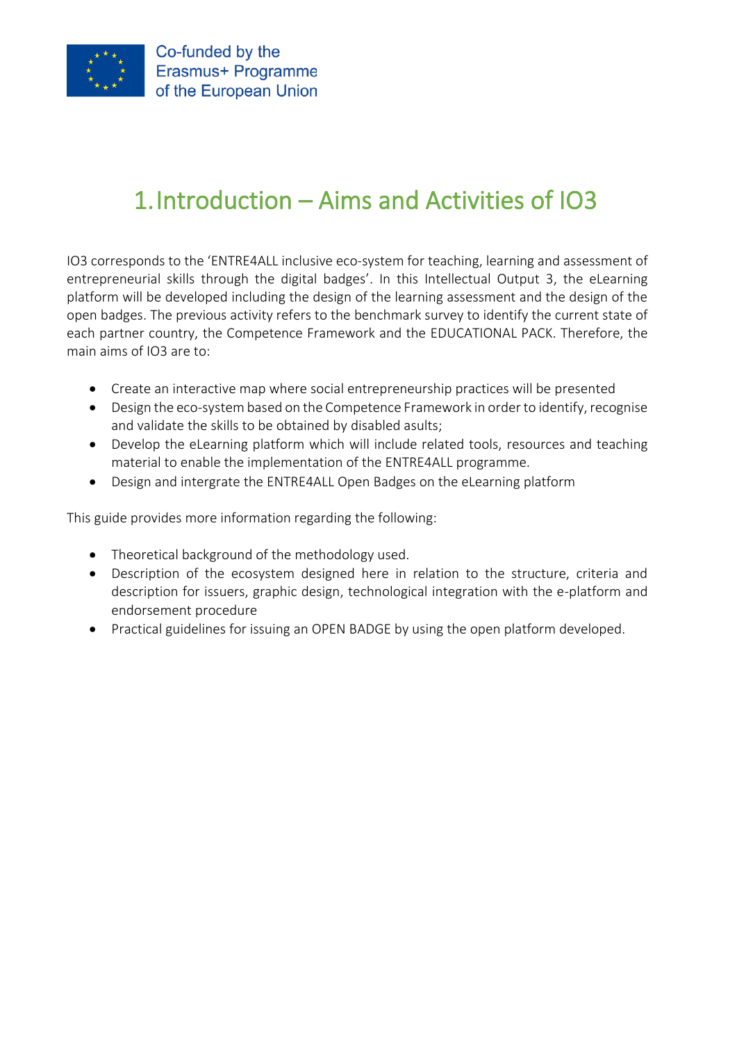# 1. Introduction – Aims and Activities of IO3

IO3 corresponds to the 'ENTRE4ALL inclusive eco-system for teaching, learning and assessment of entrepreneurial skills through the digital badges'. In this Intellectual Output 3, the eLearning platform will be developed including the design of the learning assessment and the design of the open badges. The previous activity refers to the benchmark survey to identify the current state of each partner country, the Competence Framework and the EDUCATIONAL PACK. Therefore, the main aims of IO3 are to:

- Create an interactive map where social entrepreneurship practices will be presented
- Design the eco-system based on the Competence Framework in order to identify, recognise and validate the skills to be obtained by disabled asults;
- Develop the eLearning platform which will include related tools, resources and teaching material to enable the implementation of the ENTRE4ALL programme.
- Design and intergrate the ENTRE4ALL Open Badges on the eLearning platform

This guide provides more information regarding the following:

- Theoretical background of the methodology used.
- Description of the ecosystem designed here in relation to the structure, criteria and description for issuers, graphic design, technological integration with the e-platform and endorsement procedure
- Practical guidelines for issuing an OPEN BADGE by using the open platform developed.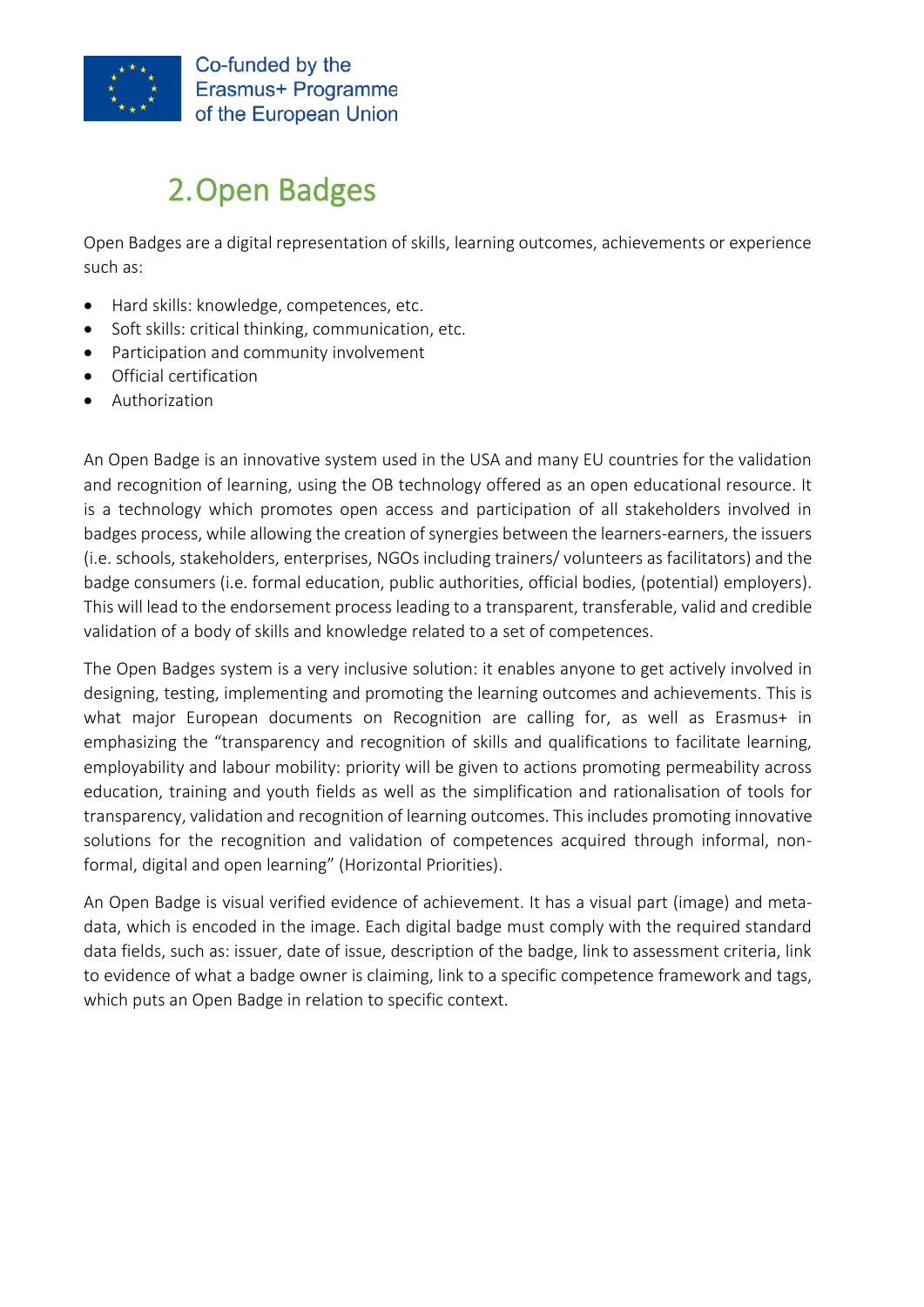# 2. Open Badges

Open Badges are a digital representation of skills, learning outcomes, achievements or experience such as:

- Hard skills: knowledge, competences, etc.
- Soft skills: critical thinking, communication, etc.
- Participation and community involvement
- Official certification
- Authorization

An Open Badge is an innovative system used in the USA and many EU countries for the validation and recognition of learning, using the OB technology offered as an open educational resource. It is a technology which promotes open access and participation of all stakeholders involved in badges process, while allowing the creation of synergies between the learners-earners, the issuers (i.e. schools, stakeholders, enterprises, NGOs including trainers/ volunteers as facilitators) and the badge consumers (i.e. formal education, public authorities, official bodies, (potential) employers). This will lead to the endorsement process leading to a transparent, transferable, valid and credible validation of a body of skills and knowledge related to a set of competences.

The Open Badges system is a very inclusive solution: it enables anyone to get actively involved in designing, testing, implementing and promoting the learning outcomes and achievements. This is what major European documents on Recognition are calling for, as well as Erasmus+ in emphasizing the "transparency and recognition of skills and qualifications to facilitate learning, employability and labour mobility: priority will be given to actions promoting permeability across education, training and youth fields as well as the simplification and rationalisation of tools for transparency, validation and recognition of learning outcomes. This includes promoting innovative solutions for the recognition and validation of competences acquired through informal, non-formal, digital and open learning" (Horizontal Priorities).

An Open Badge is visual verified evidence of achievement. It has a visual part (image) and meta-data, which is encoded in the image. Each digital badge must comply with the required standard data fields, such as: issuer, date of issue, description of the badge, link to assessment criteria, link to evidence of what a badge owner is claiming, link to a specific competence framework and tags, which puts an Open Badge in relation to specific context.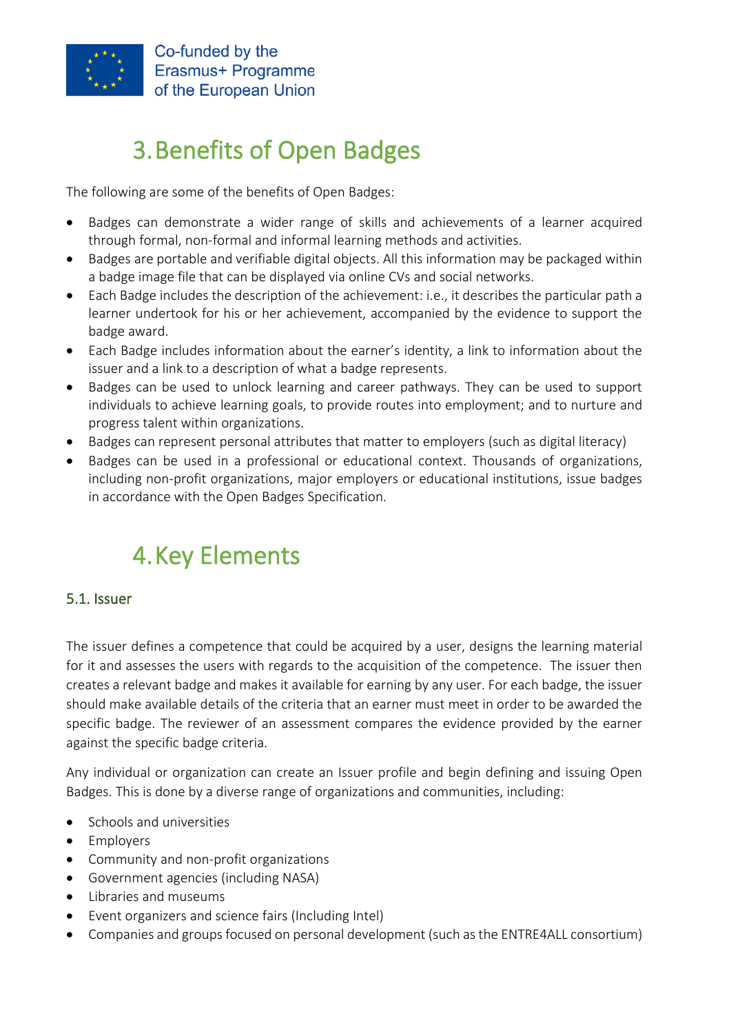# 3. Benefits of Open Badges

The following are some of the benefits of Open Badges:

- Badges can demonstrate a wider range of skills and achievements of a learner acquired through formal, non-formal and informal learning methods and activities.
- Badges are portable and verifiable digital objects. All this information may be packaged within a badge image file that can be displayed via online CVs and social networks.
- Each Badge includes the description of the achievement: i.e., it describes the particular path a learner undertook for his or her achievement, accompanied by the evidence to support the badge award.
- Each Badge includes information about the earner's identity, a link to information about the issuer and a link to a description of what a badge represents.
- Badges can be used to unlock learning and career pathways. They can be used to support individuals to achieve learning goals, to provide routes into employment; and to nurture and progress talent within organizations.
- Badges can represent personal attributes that matter to employers (such as digital literacy)
- Badges can be used in a professional or educational context. Thousands of organizations, including non-profit organizations, major employers or educational institutions, issue badges in accordance with the Open Badges Specification.

# 4. Key Elements

### 5.1. Issuer

The issuer defines a competence that could be acquired by a user, designs the learning material for it and assesses the users with regards to the acquisition of the competence. The issuer then creates a relevant badge and makes it available for earning by any user. For each badge, the issuer should make available details of the criteria that an earner must meet in order to be awarded the specific badge. The reviewer of an assessment compares the evidence provided by the earner against the specific badge criteria.

Any individual or organization can create an Issuer profile and begin defining and issuing Open Badges. This is done by a diverse range of organizations and communities, including:

- Schools and universities
- Employers
- Community and non-profit organizations
- Government agencies (including NASA)
- Libraries and museums
- Event organizers and science fairs (Including Intel)
- Companies and groups focused on personal development (such as the ENTRE4ALL consortium)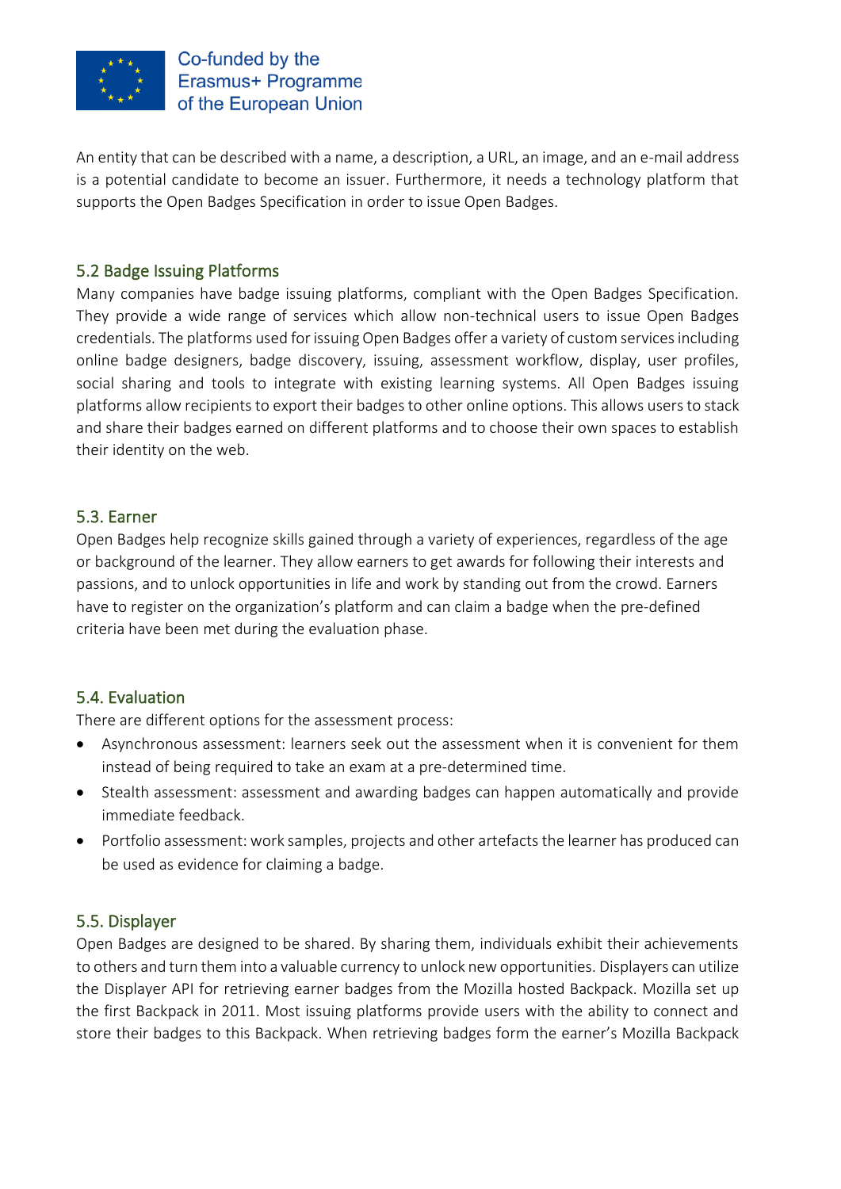An entity that can be described with a name, a description, a URL, an image, and an e-mail address is a potential candidate to become an issuer. Furthermore, it needs a technology platform that supports the Open Badges Specification in order to issue Open Badges.

## 5.2 Badge Issuing Platforms

Many companies have badge issuing platforms, compliant with the Open Badges Specification. They provide a wide range of services which allow non-technical users to issue Open Badges credentials. The platforms used for issuing Open Badges offer a variety of custom services including online badge designers, badge discovery, issuing, assessment workflow, display, user profiles, social sharing and tools to integrate with existing learning systems. All Open Badges issuing platforms allow recipients to export their badges to other online options. This allows users to stack and share their badges earned on different platforms and to choose their own spaces to establish their identity on the web.

## 5.3. Earner

Open Badges help recognize skills gained through a variety of experiences, regardless of the age or background of the learner. They allow earners to get awards for following their interests and passions, and to unlock opportunities in life and work by standing out from the crowd. Earners have to register on the organization's platform and can claim a badge when the pre-defined criteria have been met during the evaluation phase.

## 5.4. Evaluation

There are different options for the assessment process:

- Asynchronous assessment: learners seek out the assessment when it is convenient for them instead of being required to take an exam at a pre-determined time.
- Stealth assessment: assessment and awarding badges can happen automatically and provide immediate feedback.
- Portfolio assessment: work samples, projects and other artefacts the learner has produced can be used as evidence for claiming a badge.

## 5.5. Displayer

Open Badges are designed to be shared. By sharing them, individuals exhibit their achievements to others and turn them into a valuable currency to unlock new opportunities. Displayers can utilize the Displayer API for retrieving earner badges from the Mozilla hosted Backpack. Mozilla set up the first Backpack in 2011. Most issuing platforms provide users with the ability to connect and store their badges to this Backpack. When retrieving badges form the earner's Mozilla Backpack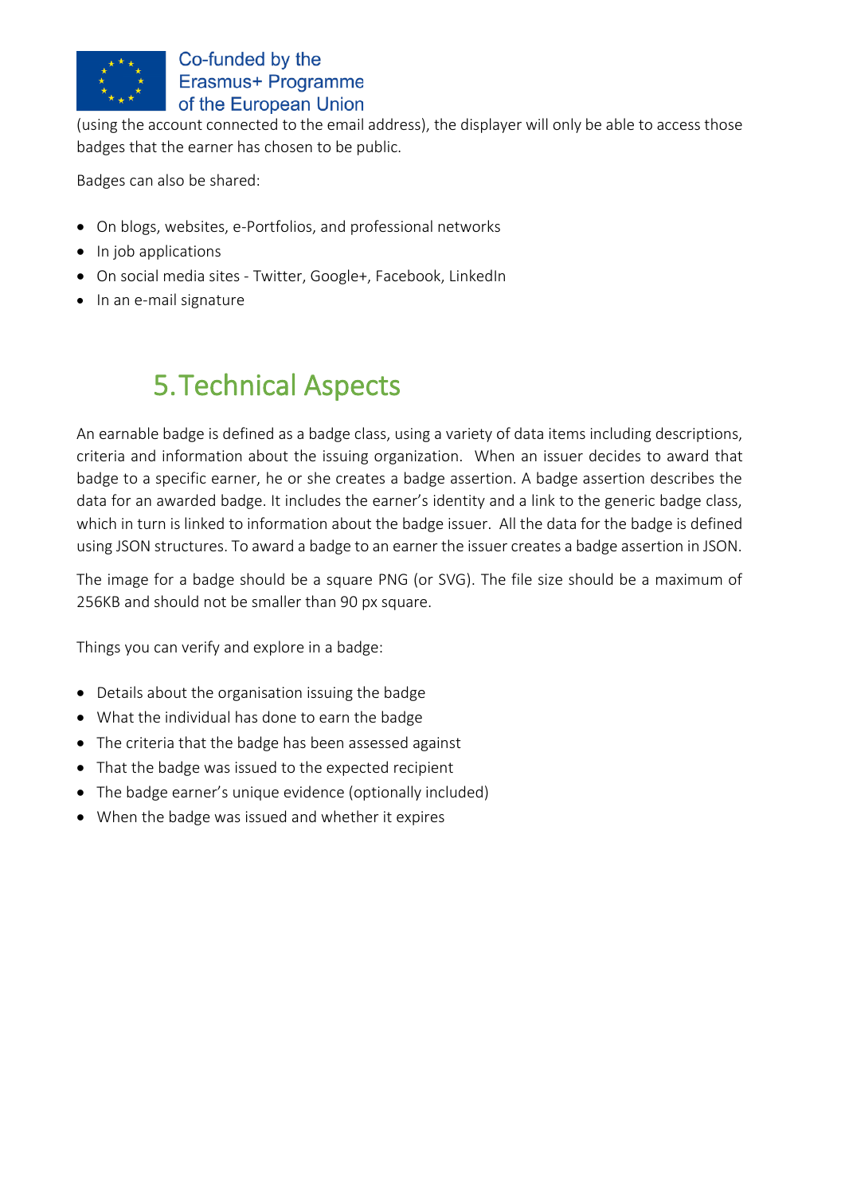(using the account connected to the email address), the displayer will only be able to access those badges that the earner has chosen to be public.

Badges can also be shared:

- On blogs, websites, e-Portfolios, and professional networks
- In job applications
- On social media sites - Twitter, Google+, Facebook, LinkedIn
- In an e-mail signature

# 5. Technical Aspects

An earnable badge is defined as a badge class, using a variety of data items including descriptions, criteria and information about the issuing organization. When an issuer decides to award that badge to a specific earner, he or she creates a badge assertion. A badge assertion describes the data for an awarded badge. It includes the earner's identity and a link to the generic badge class, which in turn is linked to information about the badge issuer. All the data for the badge is defined using JSON structures. To award a badge to an earner the issuer creates a badge assertion in JSON.

The image for a badge should be a square PNG (or SVG). The file size should be a maximum of 256KB and should not be smaller than 90 px square.

Things you can verify and explore in a badge:

- Details about the organisation issuing the badge
- What the individual has done to earn the badge
- The criteria that the badge has been assessed against
- That the badge was issued to the expected recipient
- The badge earner's unique evidence (optionally included)
- When the badge was issued and whether it expires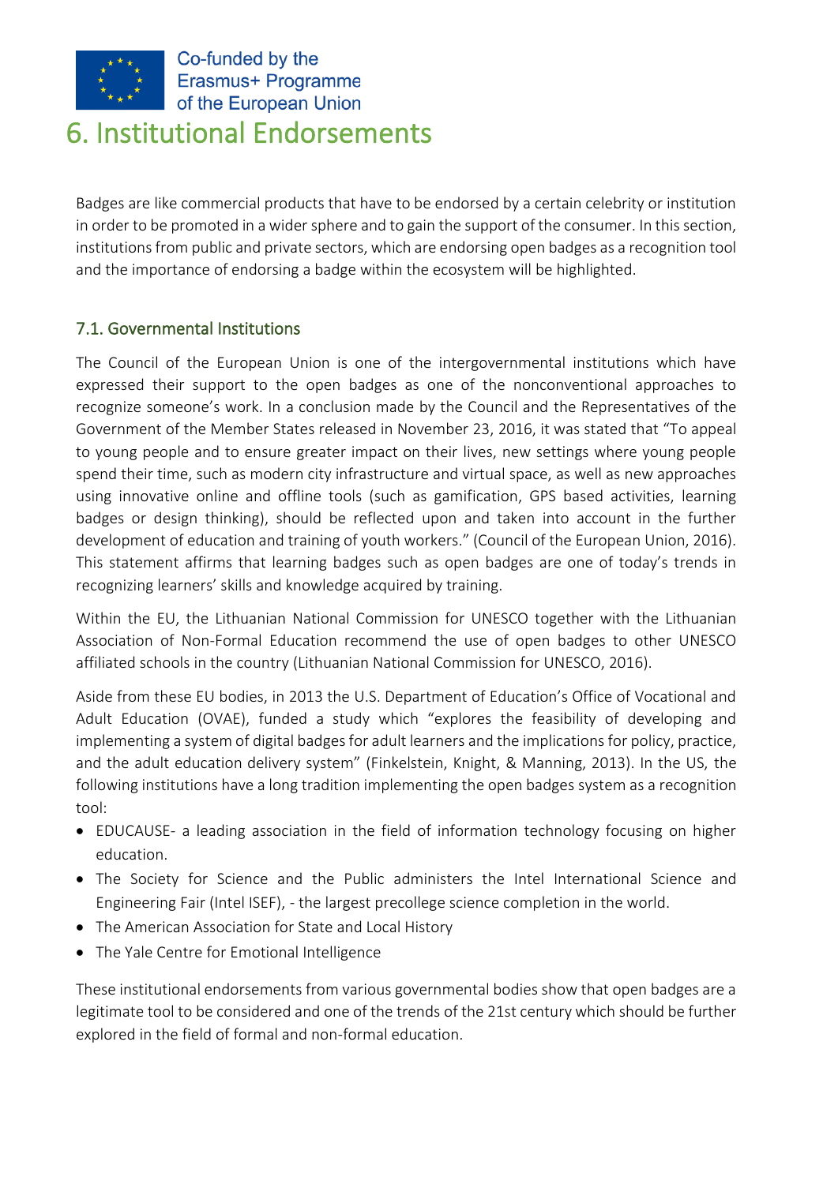# 6. Institutional Endorsements

Badges are like commercial products that have to be endorsed by a certain celebrity or institution in order to be promoted in a wider sphere and to gain the support of the consumer. In this section, institutions from public and private sectors, which are endorsing open badges as a recognition tool and the importance of endorsing a badge within the ecosystem will be highlighted.

## 7.1. Governmental Institutions

The Council of the European Union is one of the intergovernmental institutions which have expressed their support to the open badges as one of the nonconventional approaches to recognize someone's work. In a conclusion made by the Council and the Representatives of the Government of the Member States released in November 23, 2016, it was stated that "To appeal to young people and to ensure greater impact on their lives, new settings where young people spend their time, such as modern city infrastructure and virtual space, as well as new approaches using innovative online and offline tools (such as gamification, GPS based activities, learning badges or design thinking), should be reflected upon and taken into account in the further development of education and training of youth workers." (Council of the European Union, 2016). This statement affirms that learning badges such as open badges are one of today's trends in recognizing learners' skills and knowledge acquired by training.

Within the EU, the Lithuanian National Commission for UNESCO together with the Lithuanian Association of Non-Formal Education recommend the use of open badges to other UNESCO affiliated schools in the country (Lithuanian National Commission for UNESCO, 2016).

Aside from these EU bodies, in 2013 the U.S. Department of Education's Office of Vocational and Adult Education (OVAE), funded a study which "explores the feasibility of developing and implementing a system of digital badges for adult learners and the implications for policy, practice, and the adult education delivery system" (Finkelstein, Knight, & Manning, 2013). In the US, the following institutions have a long tradition implementing the open badges system as a recognition tool:

- EDUCAUSE- a leading association in the field of information technology focusing on higher education.
- The Society for Science and the Public administers the Intel International Science and Engineering Fair (Intel ISEF), - the largest precollege science completion in the world.
- The American Association for State and Local History
- The Yale Centre for Emotional Intelligence

These institutional endorsements from various governmental bodies show that open badges are a legitimate tool to be considered and one of the trends of the 21st century which should be further explored in the field of formal and non-formal education.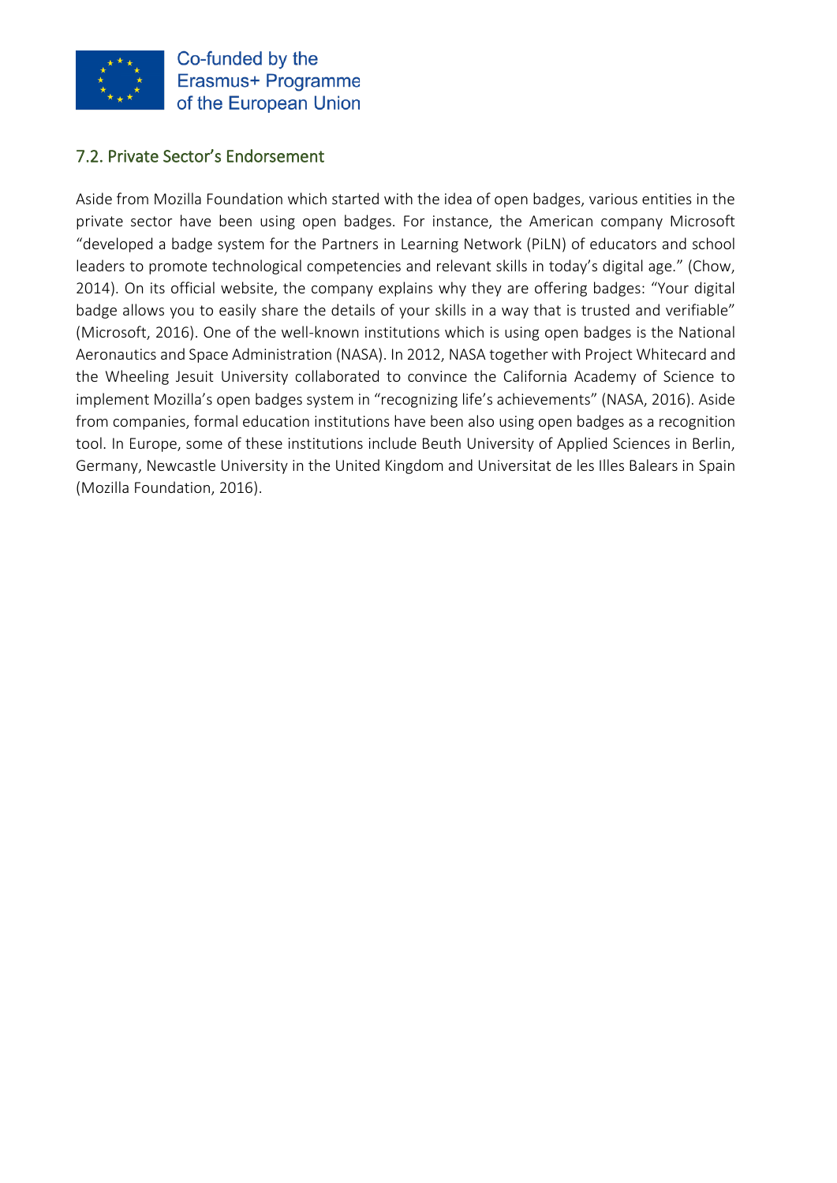## 7.2. Private Sector's Endorsement

Aside from Mozilla Foundation which started with the idea of open badges, various entities in the private sector have been using open badges. For instance, the American company Microsoft "developed a badge system for the Partners in Learning Network (PiLN) of educators and school leaders to promote technological competencies and relevant skills in today's digital age." (Chow, 2014). On its official website, the company explains why they are offering badges: "Your digital badge allows you to easily share the details of your skills in a way that is trusted and verifiable" (Microsoft, 2016). One of the well-known institutions which is using open badges is the National Aeronautics and Space Administration (NASA). In 2012, NASA together with Project Whitecard and the Wheeling Jesuit University collaborated to convince the California Academy of Science to implement Mozilla's open badges system in "recognizing life's achievements" (NASA, 2016). Aside from companies, formal education institutions have been also using open badges as a recognition tool. In Europe, some of these institutions include Beuth University of Applied Sciences in Berlin, Germany, Newcastle University in the United Kingdom and Universitat de les Illes Balears in Spain (Mozilla Foundation, 2016).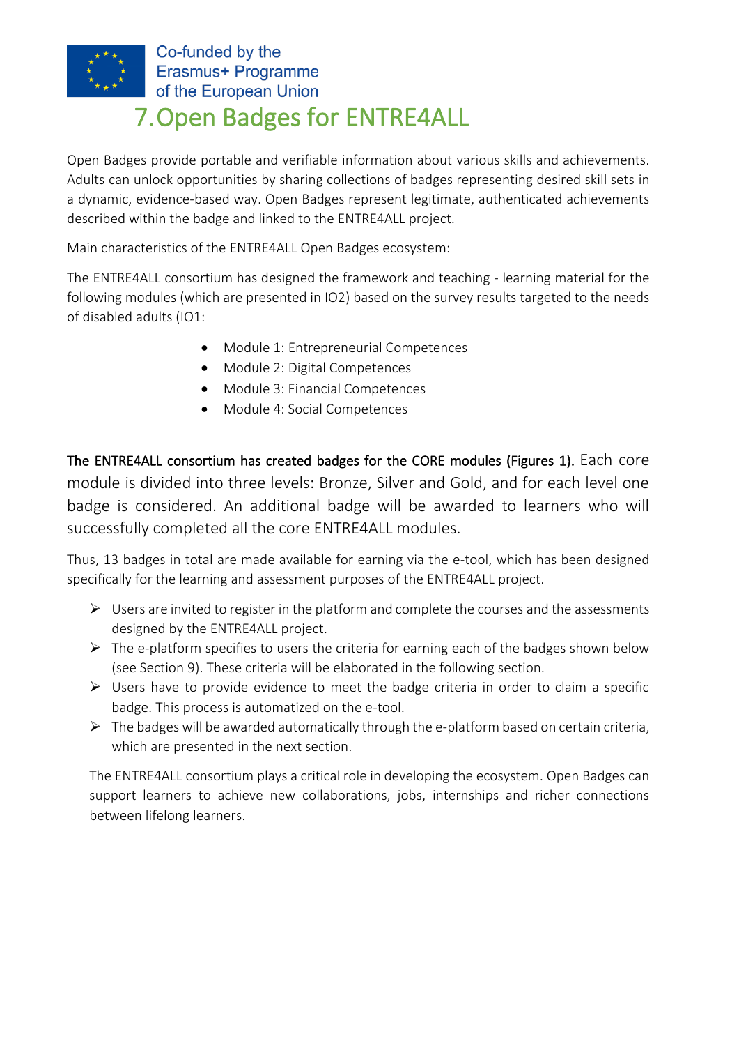# 7. Open Badges for ENTRE4ALL

Open Badges provide portable and verifiable information about various skills and achievements. Adults can unlock opportunities by sharing collections of badges representing desired skill sets in a dynamic, evidence-based way. Open Badges represent legitimate, authenticated achievements described within the badge and linked to the ENTRE4ALL project.

Main characteristics of the ENTRE4ALL Open Badges ecosystem:

The ENTRE4ALL consortium has designed the framework and teaching - learning material for the following modules (which are presented in IO2) based on the survey results targeted to the needs of disabled adults (IO1:

- Module 1: Entrepreneurial Competences
- Module 2: Digital Competences
- Module 3: Financial Competences
- Module 4: Social Competences

The ENTRE4ALL consortium has created badges for the CORE modules (Figures 1). Each core module is divided into three levels: Bronze, Silver and Gold, and for each level one badge is considered. An additional badge will be awarded to learners who will successfully completed all the core ENTRE4ALL modules.

Thus, 13 badges in total are made available for earning via the e-tool, which has been designed specifically for the learning and assessment purposes of the ENTRE4ALL project.

- Users are invited to register in the platform and complete the courses and the assessments designed by the ENTRE4ALL project.
- The e-platform specifies to users the criteria for earning each of the badges shown below (see Section 9). These criteria will be elaborated in the following section.
- Users have to provide evidence to meet the badge criteria in order to claim a specific badge. This process is automatized on the e-tool.
- The badges will be awarded automatically through the e-platform based on certain criteria, which are presented in the next section.

The ENTRE4ALL consortium plays a critical role in developing the ecosystem. Open Badges can support learners to achieve new collaborations, jobs, internships and richer connections between lifelong learners.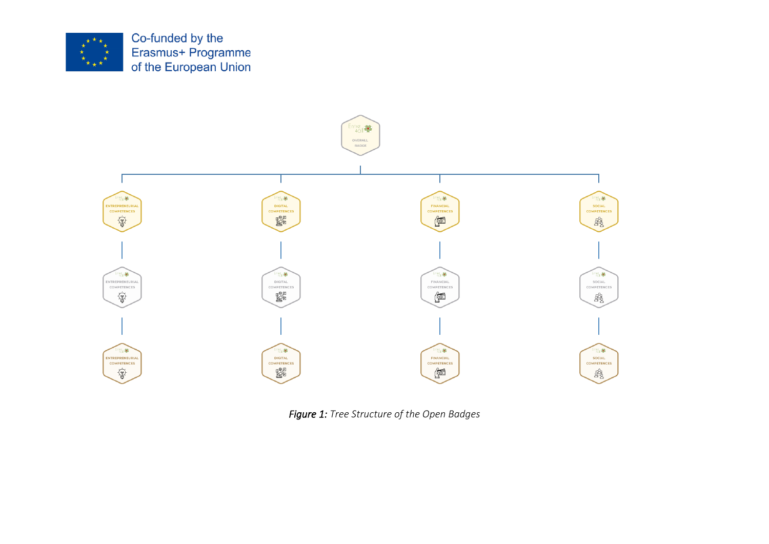*Figure 1:* *Tree Structure of the Open Badges*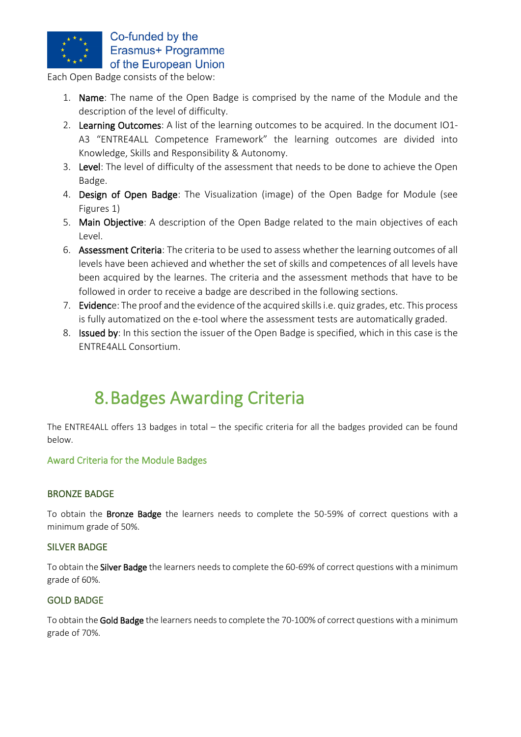Each Open Badge consists of the below:

1. **Name**: The name of the Open Badge is comprised by the name of the Module and the description of the level of difficulty.
2. **Learning Outcomes**: A list of the learning outcomes to be acquired. In the document IO1-A3 "ENTRE4ALL Competence Framework" the learning outcomes are divided into Knowledge, Skills and Responsibility & Autonomy.
3. **Level**: The level of difficulty of the assessment that needs to be done to achieve the Open Badge.
4. **Design of Open Badge**: The Visualization (image) of the Open Badge for Module (see Figures 1)
5. **Main Objective**: A description of the Open Badge related to the main objectives of each Level.
6. **Assessment Criteria**: The criteria to be used to assess whether the learning outcomes of all levels have been achieved and whether the set of skills and competences of all levels have been acquired by the learnes. The criteria and the assessment methods that have to be followed in order to receive a badge are described in the following sections.
7. **Evidence**: The proof and the evidence of the acquired skills i.e. quiz grades, etc. This process is fully automatized on the e-tool where the assessment tests are automatically graded.
8. **Issued by**: In this section the issuer of the Open Badge is specified, which in this case is the ENTRE4ALL Consortium.

# 8. Badges Awarding Criteria

The ENTRE4ALL offers 13 badges in total – the specific criteria for all the badges provided can be found below.

## Award Criteria for the Module Badges

### BRONZE BADGE

To obtain the **Bronze Badge** the learners needs to complete the 50-59% of correct questions with a minimum grade of 50%.

### SILVER BADGE

To obtain the **Silver Badge** the learners needs to complete the 60-69% of correct questions with a minimum grade of 60%.

### GOLD BADGE

To obtain the **Gold Badge** the learners needs to complete the 70-100% of correct questions with a minimum grade of 70%.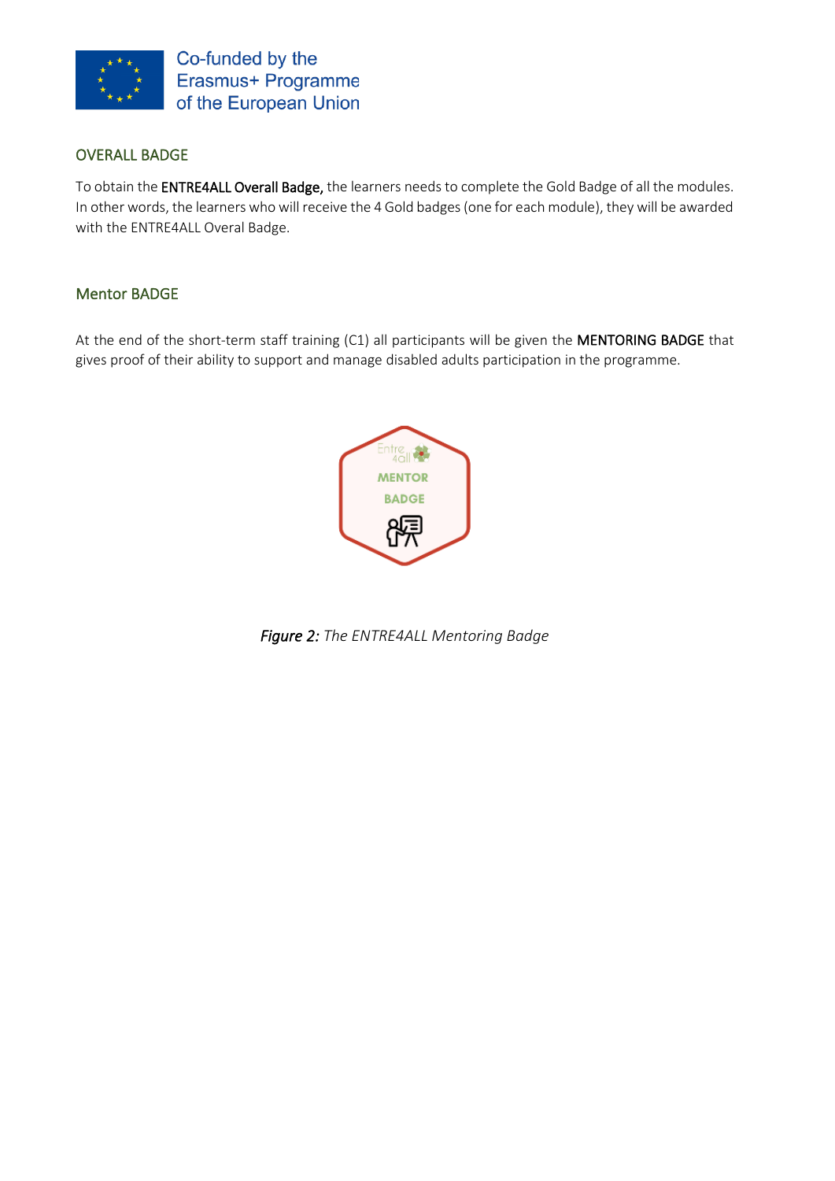## OVERALL BADGE

To obtain the **ENTRE4ALL Overall Badge,** the learners needs to complete the Gold Badge of all the modules. In other words, the learners who will receive the 4 Gold badges (one for each module), they will be awarded with the ENTRE4ALL Overal Badge.

## Mentor BADGE

At the end of the short-term staff training (C1) all participants will be given the **MENTORING BADGE** that gives proof of their ability to support and manage disabled adults participation in the programme.

***Figure 2:*** *The ENTRE4ALL Mentoring Badge*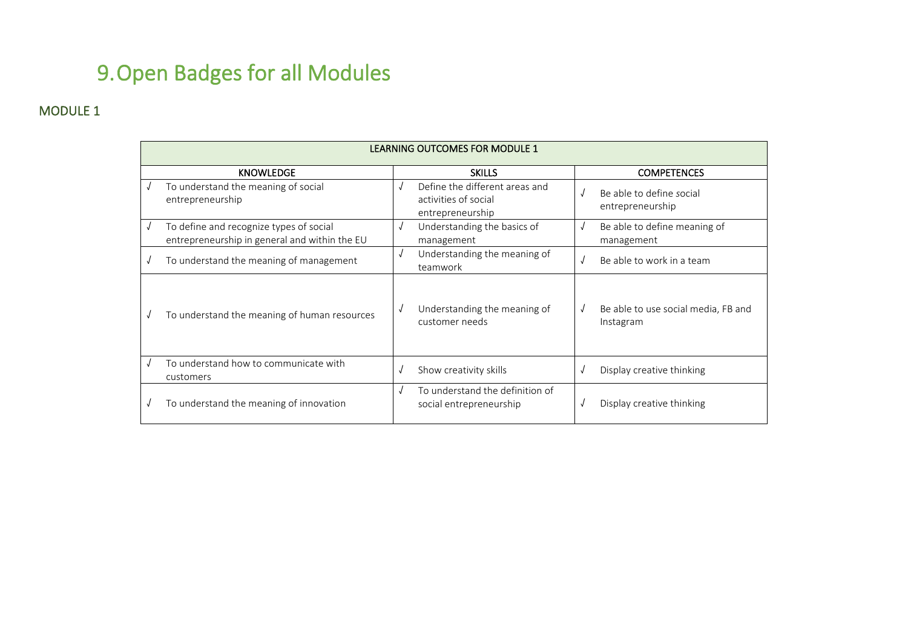# 9. Open Badges for all Modules

## MODULE 1

| LEARNING OUTCOMES FOR MODULE 1 | | |
|---|---|---|
| KNOWLEDGE | SKILLS | COMPETENCES |
| √ To understand the meaning of social entrepreneurship | √ Define the different areas and activities of social entrepreneurship | √ Be able to define social entrepreneurship |
| √ To define and recognize types of social entrepreneurship in general and within the EU | √ Understanding the basics of management | √ Be able to define meaning of management |
| √ To understand the meaning of management | √ Understanding the meaning of teamwork | √ Be able to work in a team |
| √ To understand the meaning of human resources | √ Understanding the meaning of customer needs | √ Be able to use social media, FB and Instagram |
| √ To understand how to communicate with customers | √ Show creativity skills | √ Display creative thinking |
| √ To understand the meaning of innovation | √ To understand the definition of social entrepreneurship | √ Display creative thinking |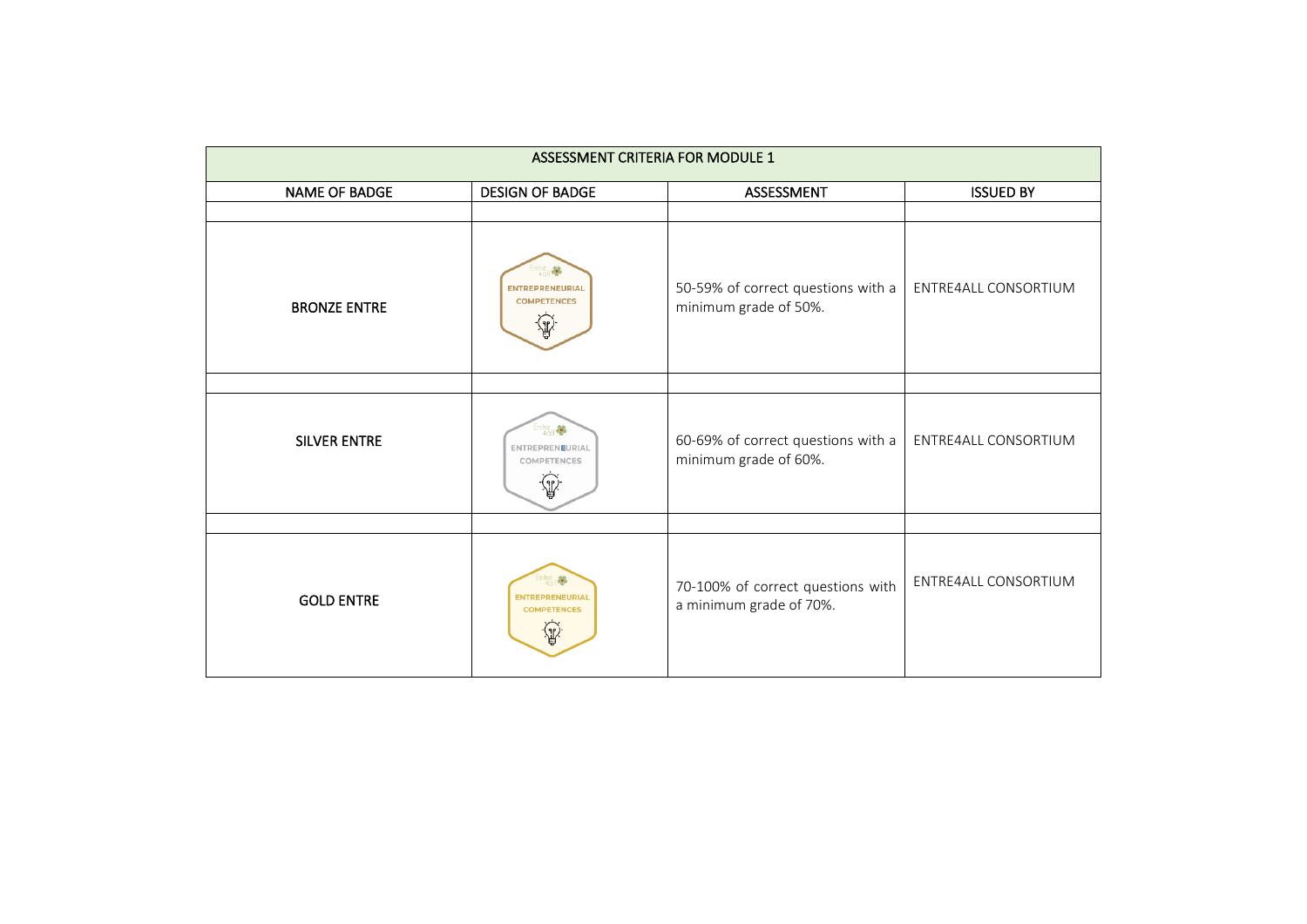| ASSESSMENT CRITERIA FOR MODULE 1 | | | |
|---|---|---|---|
| NAME OF BADGE | DESIGN OF BADGE | ASSESSMENT | ISSUED BY |
| | | | |
| BRONZE ENTRE | Entre 4all ENTREPRENEURIAL COMPETENCES | 50-59% of correct questions with a minimum grade of 50%. | ENTRE4ALL CONSORTIUM |
| | | | |
| SILVER ENTRE | Entre 4all ENTREPRENEURIAL COMPETENCES | 60-69% of correct questions with a minimum grade of 60%. | ENTRE4ALL CONSORTIUM |
| | | | |
| GOLD ENTRE | Entre 4all ENTREPRENEURIAL COMPETENCES | 70-100% of correct questions with a minimum grade of 70%. | ENTRE4ALL CONSORTIUM |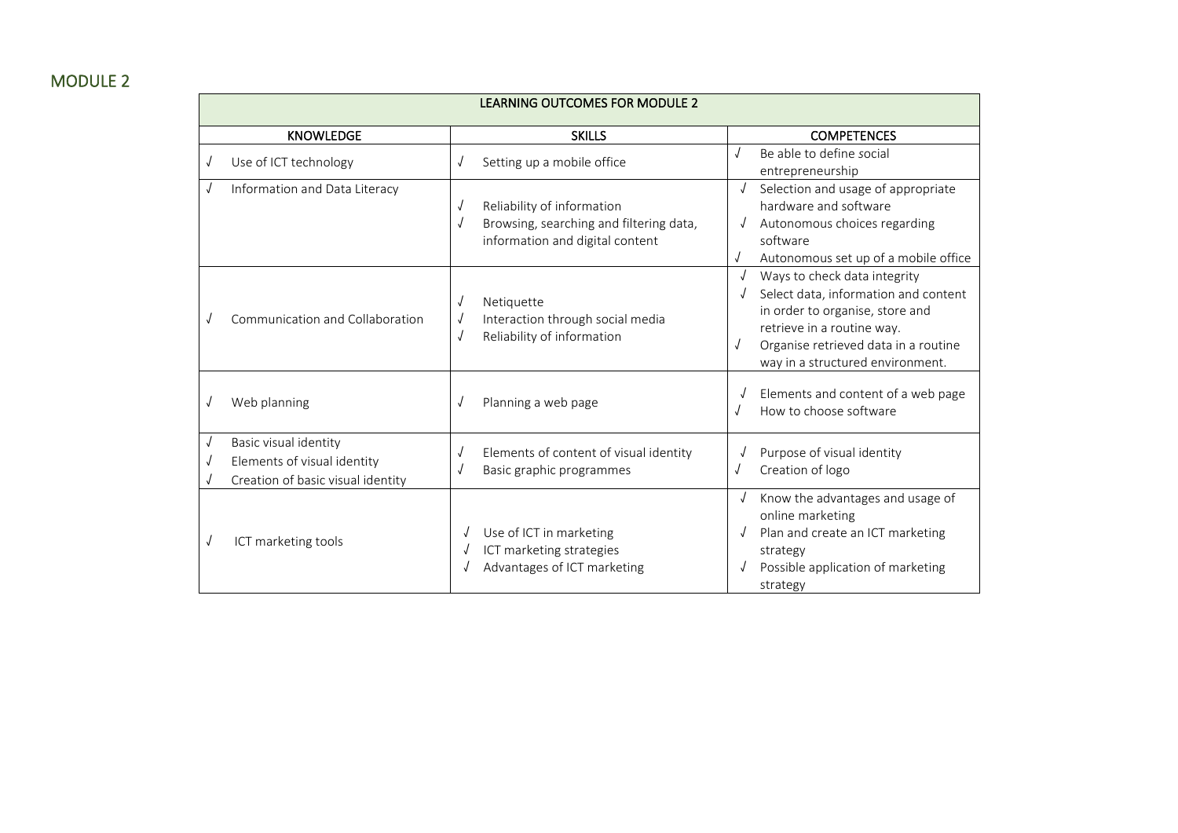## MODULE 2

| LEARNING OUTCOMES FOR MODULE 2 | | |
|---|---|---|
| **KNOWLEDGE** | **SKILLS** | **COMPETENCES** |
| √ Use of ICT technology | √ Setting up a mobile office | √ Be able to define social entrepreneurship |
| √ Information and Data Literacy | √ Reliability of information<br>√ Browsing, searching and filtering data, information and digital content | √ Selection and usage of appropriate hardware and software<br>√ Autonomous choices regarding software<br>√ Autonomous set up of a mobile office |
| √ Communication and Collaboration | √ Netiquette<br>√ Interaction through social media<br>√ Reliability of information | √ Ways to check data integrity<br>√ Select data, information and content in order to organise, store and retrieve in a routine way.<br>√ Organise retrieved data in a routine way in a structured environment. |
| √ Web planning | √ Planning a web page | √ Elements and content of a web page<br>√ How to choose software |
| √ Basic visual identity<br>√ Elements of visual identity<br>√ Creation of basic visual identity | √ Elements of content of visual identity<br>√ Basic graphic programmes | √ Purpose of visual identity<br>√ Creation of logo |
| √ ICT marketing tools | √ Use of ICT in marketing<br>√ ICT marketing strategies<br>√ Advantages of ICT marketing | √ Know the advantages and usage of online marketing<br>√ Plan and create an ICT marketing strategy<br>√ Possible application of marketing strategy |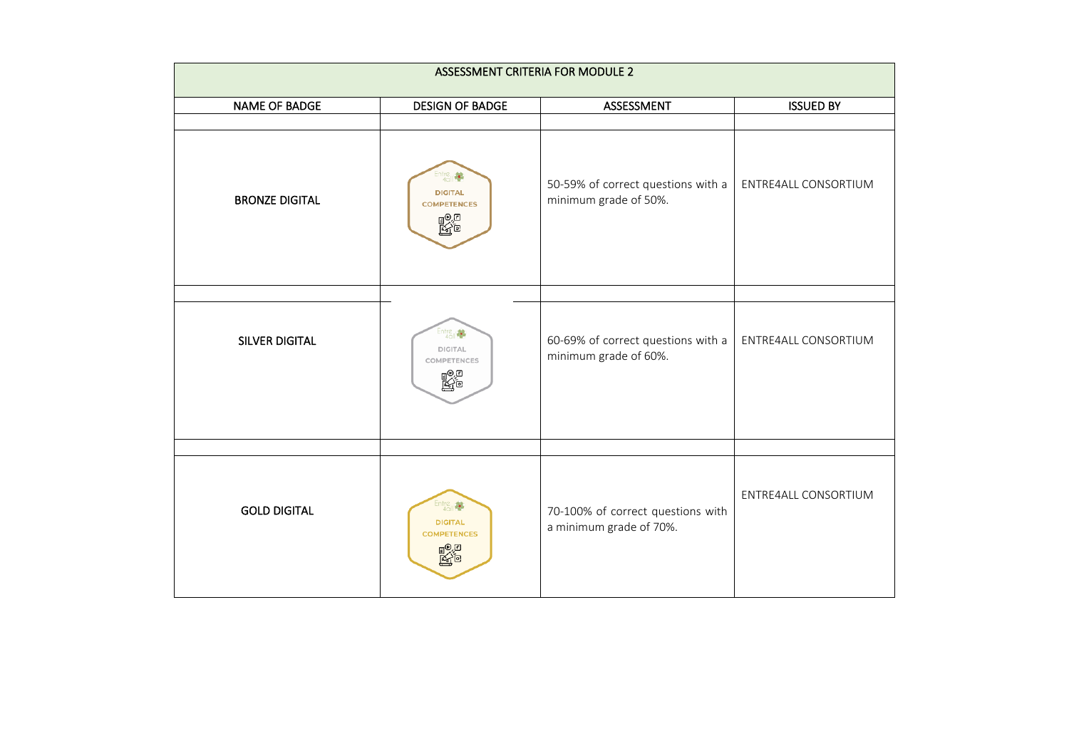| ASSESSMENT CRITERIA FOR MODULE 2 | | | |
|---|---|---|---|
| NAME OF BADGE | DESIGN OF BADGE | ASSESSMENT | ISSUED BY |
| BRONZE DIGITAL | Entre 4all DIGITAL COMPETENCES | 50-59% of correct questions with a minimum grade of 50%. | ENTRE4ALL CONSORTIUM |
| SILVER DIGITAL | Entre 4all DIGITAL COMPETENCES | 60-69% of correct questions with a minimum grade of 60%. | ENTRE4ALL CONSORTIUM |
| GOLD DIGITAL | Entre 4all DIGITAL COMPETENCES | 70-100% of correct questions with a minimum grade of 70%. | ENTRE4ALL CONSORTIUM |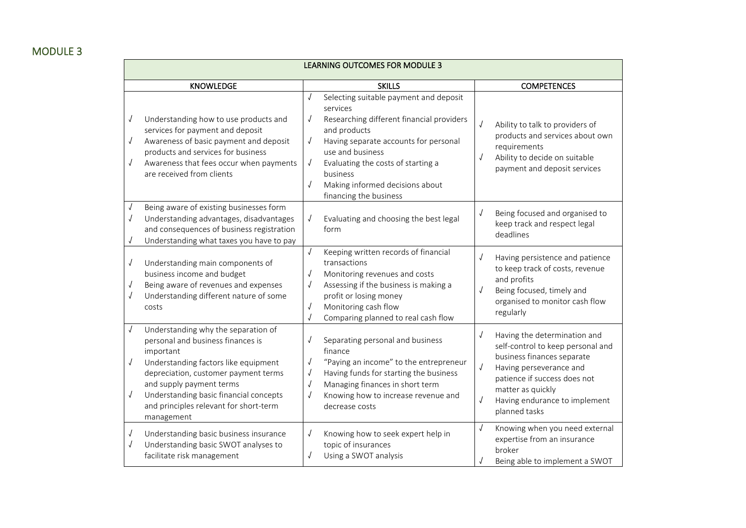## MODULE 3

| LEARNING OUTCOMES FOR MODULE 3 | | |
|---|---|---|
| **KNOWLEDGE** | **SKILLS** | **COMPETENCES** |
| √ Understanding how to use products and services for payment and deposit<br>√ Awareness of basic payment and deposit products and services for business<br>√ Awareness that fees occur when payments are received from clients | √ Selecting suitable payment and deposit services<br>√ Researching different financial providers and products<br>√ Having separate accounts for personal use and business<br>√ Evaluating the costs of starting a business<br>√ Making informed decisions about financing the business | √ Ability to talk to providers of products and services about own requirements<br>√ Ability to decide on suitable payment and deposit services |
| √ Being aware of existing businesses form<br>√ Understanding advantages, disadvantages and consequences of business registration<br>√ Understanding what taxes you have to pay | √ Evaluating and choosing the best legal form | √ Being focused and organised to keep track and respect legal deadlines |
| √ Understanding main components of business income and budget<br>√ Being aware of revenues and expenses<br>√ Understanding different nature of some costs | √ Keeping written records of financial transactions<br>√ Monitoring revenues and costs<br>√ Assessing if the business is making a profit or losing money<br>√ Monitoring cash flow<br>√ Comparing planned to real cash flow | √ Having persistence and patience to keep track of costs, revenue and profits<br>√ Being focused, timely and organised to monitor cash flow regularly |
| √ Understanding why the separation of personal and business finances is important<br>√ Understanding factors like equipment depreciation, customer payment terms and supply payment terms<br>√ Understanding basic financial concepts and principles relevant for short-term management | √ Separating personal and business finance<br>√ "Paying an income" to the entrepreneur<br>√ Having funds for starting the business<br>√ Managing finances in short term<br>√ Knowing how to increase revenue and decrease costs | √ Having the determination and self-control to keep personal and business finances separate<br>√ Having perseverance and patience if success does not matter as quickly<br>√ Having endurance to implement planned tasks |
| √ Understanding basic business insurance<br>√ Understanding basic SWOT analyses to facilitate risk management | √ Knowing how to seek expert help in topic of insurances<br>√ Using a SWOT analysis | √ Knowing when you need external expertise from an insurance broker<br>√ Being able to implement a SWOT |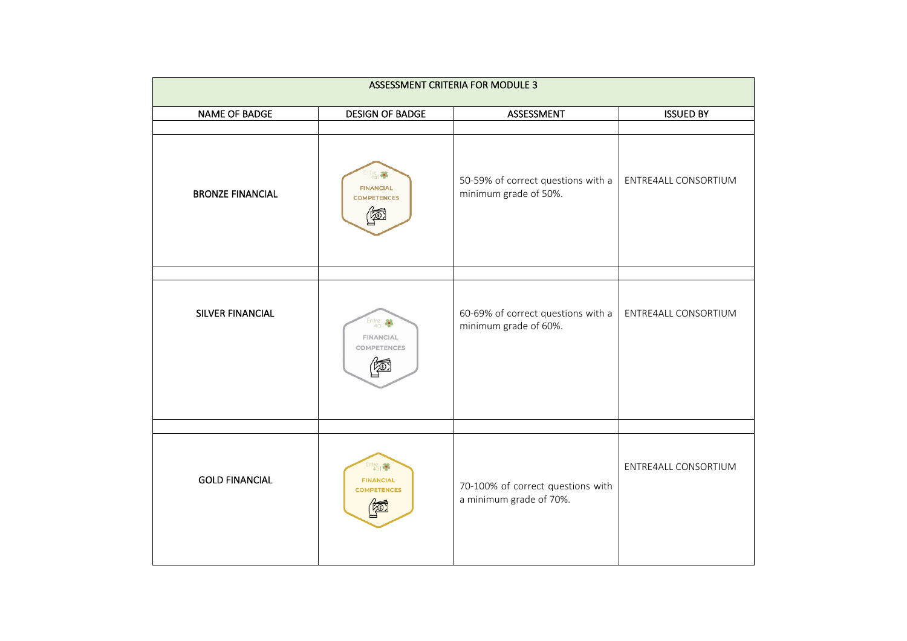| ASSESSMENT CRITERIA FOR MODULE 3 | | | |
|---|---|---|---|
| NAME OF BADGE | DESIGN OF BADGE | ASSESSMENT | ISSUED BY |
| | | | |
| BRONZE FINANCIAL | Entre 4all FINANCIAL COMPETENCES | 50-59% of correct questions with a minimum grade of 50%. | ENTRE4ALL CONSORTIUM |
| | | | |
| SILVER FINANCIAL | Entre 4all FINANCIAL COMPETENCES | 60-69% of correct questions with a minimum grade of 60%. | ENTRE4ALL CONSORTIUM |
| | | | |
| GOLD FINANCIAL | Entre 4all FINANCIAL COMPETENCES | 70-100% of correct questions with a minimum grade of 70%. | ENTRE4ALL CONSORTIUM |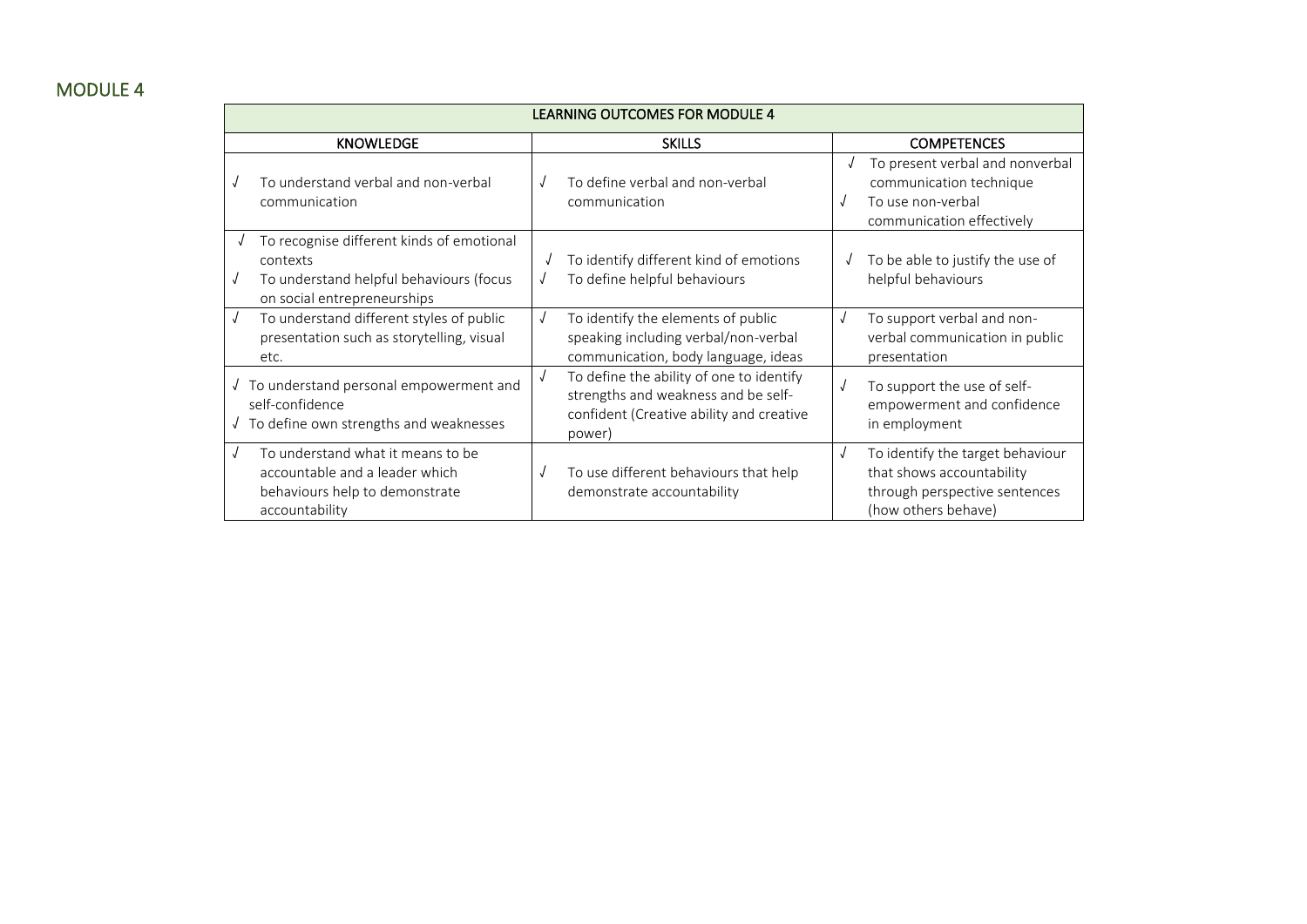## MODULE 4

| LEARNING OUTCOMES FOR MODULE 4 | | |
|---|---|---|
| **KNOWLEDGE** | **SKILLS** | **COMPETENCES** |
| √ To understand verbal and non-verbal communication | √ To define verbal and non-verbal communication | √ To present verbal and nonverbal communication technique<br>√ To use non-verbal communication effectively |
| √ To recognise different kinds of emotional contexts<br>√ To understand helpful behaviours (focus on social entrepreneurships | √ To identify different kind of emotions<br>√ To define helpful behaviours | √ To be able to justify the use of helpful behaviours |
| √ To understand different styles of public presentation such as storytelling, visual etc. | √ To identify the elements of public speaking including verbal/non-verbal communication, body language, ideas | √ To support verbal and non-verbal communication in public presentation |
| √ To understand personal empowerment and self-confidence<br>√ To define own strengths and weaknesses | √ To define the ability of one to identify strengths and weakness and be self-confident (Creative ability and creative power) | √ To support the use of self-empowerment and confidence in employment |
| √ To understand what it means to be accountable and a leader which behaviours help to demonstrate accountability | √ To use different behaviours that help demonstrate accountability | √ To identify the target behaviour that shows accountability through perspective sentences (how others behave) |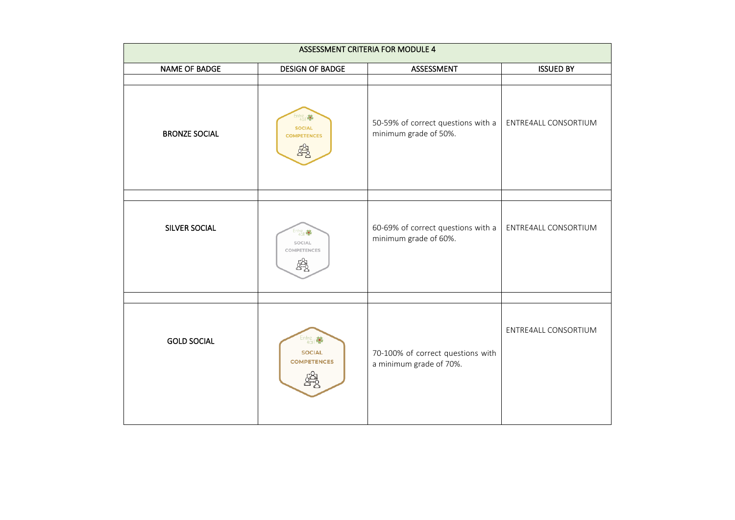| ASSESSMENT CRITERIA FOR MODULE 4 | | | |
|---|---|---|---|
| NAME OF BADGE | DESIGN OF BADGE | ASSESSMENT | ISSUED BY |
| | | | |
| BRONZE SOCIAL | Entre 4all SOCIAL COMPETENCES | 50-59% of correct questions with a minimum grade of 50%. | ENTRE4ALL CONSORTIUM |
| | | | |
| SILVER SOCIAL | Entre 4all SOCIAL COMPETENCES | 60-69% of correct questions with a minimum grade of 60%. | ENTRE4ALL CONSORTIUM |
| | | | |
| GOLD SOCIAL | Entre 4all SOCIAL COMPETENCES | 70-100% of correct questions with a minimum grade of 70%. | ENTRE4ALL CONSORTIUM |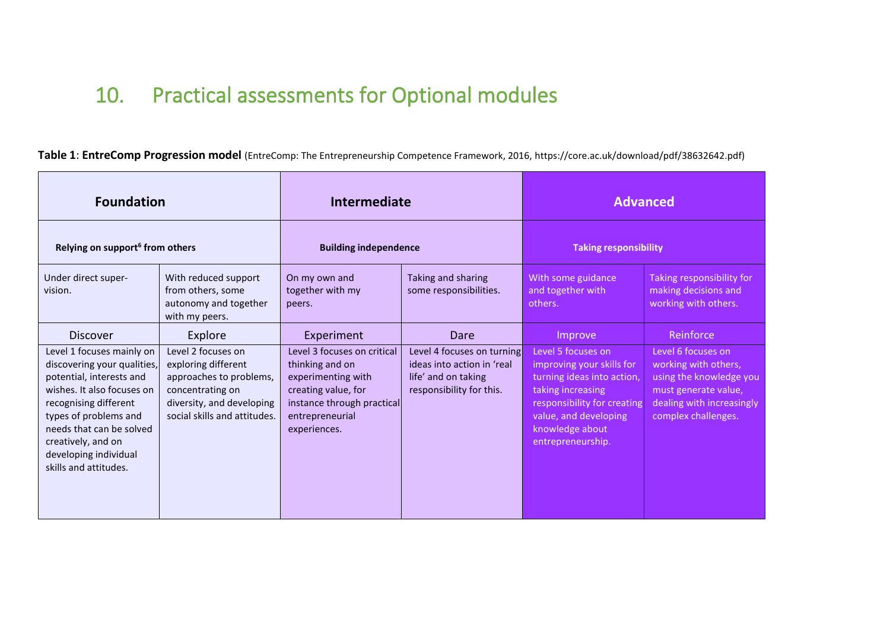# 10. Practical assessments for Optional modules

**Table 1**: **EntreComp Progression model** (EntreComp: The Entrepreneurship Competence Framework, 2016, https://core.ac.uk/download/pdf/38632642.pdf)

| Foundation | | Intermediate | | Advanced | |
|---|---|---|---|---|---|
| **Relying on support[6] from others** | | **Building independence** | | **Taking responsibility** | |
| Under direct supervision. | With reduced support from others, some autonomy and together with my peers. | On my own and together with my peers. | Taking and sharing some responsibilities. | With some guidance and together with others. | Taking responsibility for making decisions and working with others. |
| Discover | Explore | Experiment | Dare | Improve | Reinforce |
| Level 1 focuses mainly on discovering your qualities, potential, interests and wishes. It also focuses on recognising different types of problems and needs that can be solved creatively, and on developing individual skills and attitudes. | Level 2 focuses on exploring different approaches to problems, concentrating on diversity, and developing social skills and attitudes. | Level 3 focuses on critical thinking and on experimenting with creating value, for instance through practical entrepreneurial experiences. | Level 4 focuses on turning ideas into action in 'real life' and on taking responsibility for this. | Level 5 focuses on improving your skills for turning ideas into action, taking increasing responsibility for creating value, and developing knowledge about entrepreneurship. | Level 6 focuses on working with others, using the knowledge you must generate value, dealing with increasingly complex challenges. |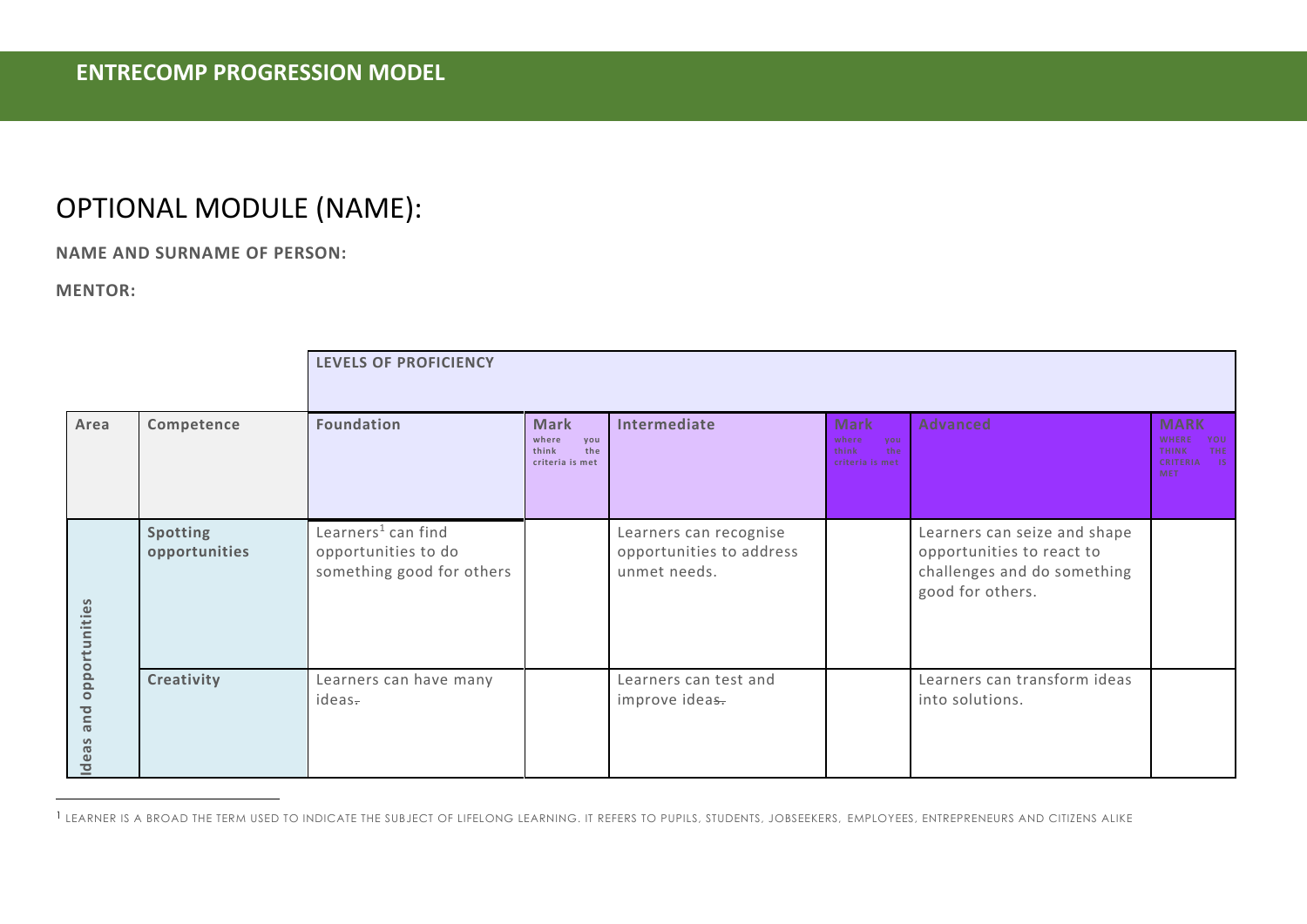**ENTRECOMP PROGRESSION MODEL**

# OPTIONAL MODULE (NAME):

**NAME AND SURNAME OF PERSON:**

**MENTOR:**

| | | **LEVELS OF PROFICIENCY** | | | | | |
|---|---|---|---|---|---|---|---|
| **Area** | **Competence** | **Foundation** | **Mark** where you think the criteria is met | **Intermediate** | **Mark** where you think the criteria is met | **Advanced** | **MARK** WHERE YOU THINK THE CRITERIA IS MET |
| Ideas and opportunities | **Spotting opportunities** | Learners[1] can find opportunities to do something good for others | | Learners can recognise opportunities to address unmet needs. | | Learners can seize and shape opportunities to react to challenges and do something good for others. | |
| | **Creativity** | Learners can have many ideas. | | Learners can test and improve ideas. | | Learners can transform ideas into solutions. | |

[1] LEARNER IS A BROAD THE TERM USED TO INDICATE THE SUBJECT OF LIFELONG LEARNING. IT REFERS TO PUPILS, STUDENTS, JOBSEEKERS, EMPLOYEES, ENTREPRENEURS AND CITIZENS ALIKE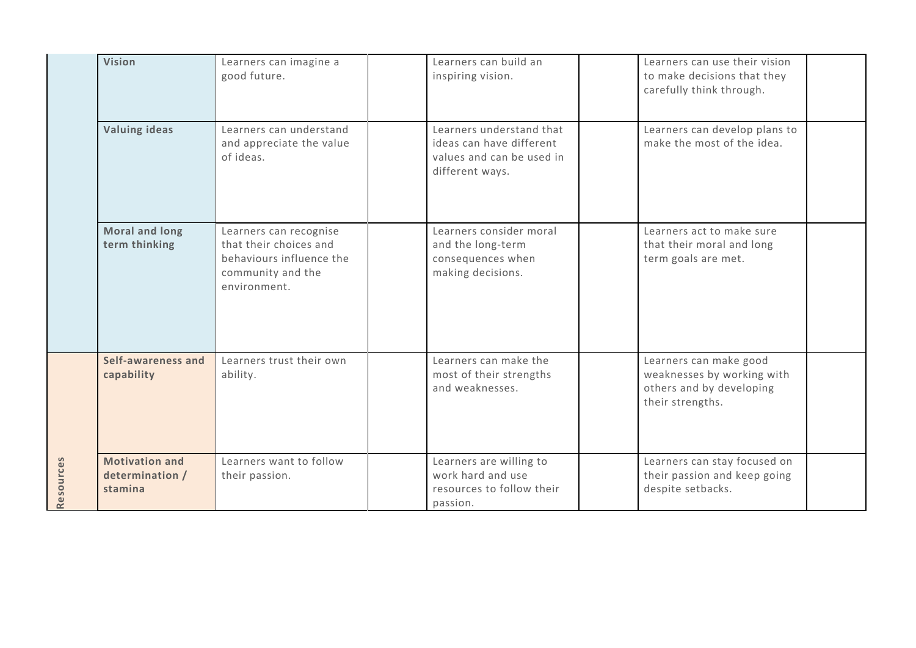| | | | | | | | |
|---|---|---|---|---|---|---|---|
| | **Vision** | Learners can imagine a good future. | | Learners can build an inspiring vision. | | Learners can use their vision to make decisions that they carefully think through. | |
| | **Valuing ideas** | Learners can understand and appreciate the value of ideas. | | Learners understand that ideas can have different values and can be used in different ways. | | Learners can develop plans to make the most of the idea. | |
| | **Moral and long term thinking** | Learners can recognise that their choices and behaviours influence the community and the environment. | | Learners consider moral and the long-term consequences when making decisions. | | Learners act to make sure that their moral and long term goals are met. | |
| **Resources** | **Self-awareness and capability** | Learners trust their own ability. | | Learners can make the most of their strengths and weaknesses. | | Learners can make good weaknesses by working with others and by developing their strengths. | |
| | **Motivation and determination / stamina** | Learners want to follow their passion. | | Learners are willing to work hard and use resources to follow their passion. | | Learners can stay focused on their passion and keep going despite setbacks. | |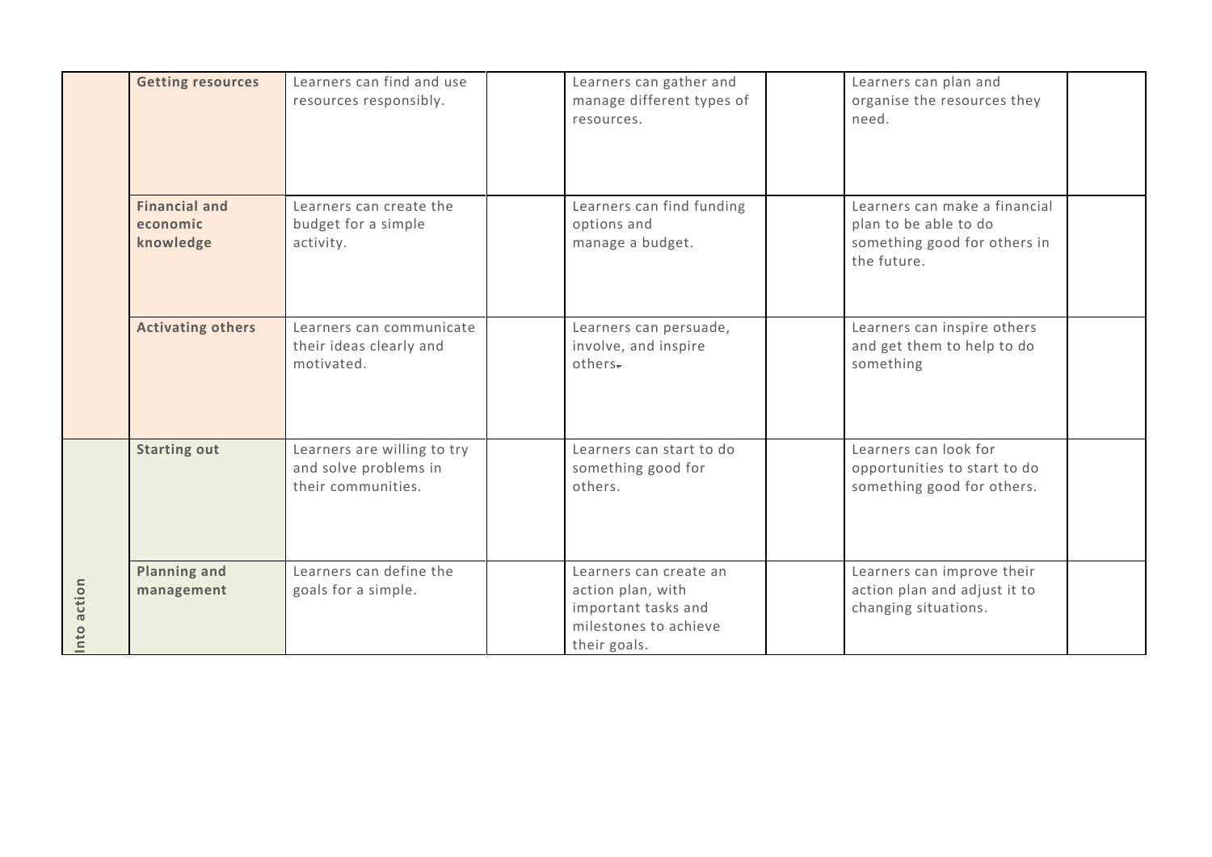| | | | | | | | |
|---|---|---|---|---|---|---|---|
| | **Getting resources** | Learners can find and use resources responsibly. | | Learners can gather and manage different types of resources. | | Learners can plan and organise the resources they need. | |
| | **Financial and economic knowledge** | Learners can create the budget for a simple activity. | | Learners can find funding options and manage a budget. | | Learners can make a financial plan to be able to do something good for others in the future. | |
| | **Activating others** | Learners can communicate their ideas clearly and motivated. | | Learners can persuade, involve, and inspire others. | | Learners can inspire others and get them to help to do something | |
| Into action | **Starting out** | Learners are willing to try and solve problems in their communities. | | Learners can start to do something good for others. | | Learners can look for opportunities to start to do something good for others. | |
| | **Planning and management** | Learners can define the goals for a simple. | | Learners can create an action plan, with important tasks and milestones to achieve their goals. | | Learners can improve their action plan and adjust it to changing situations. | |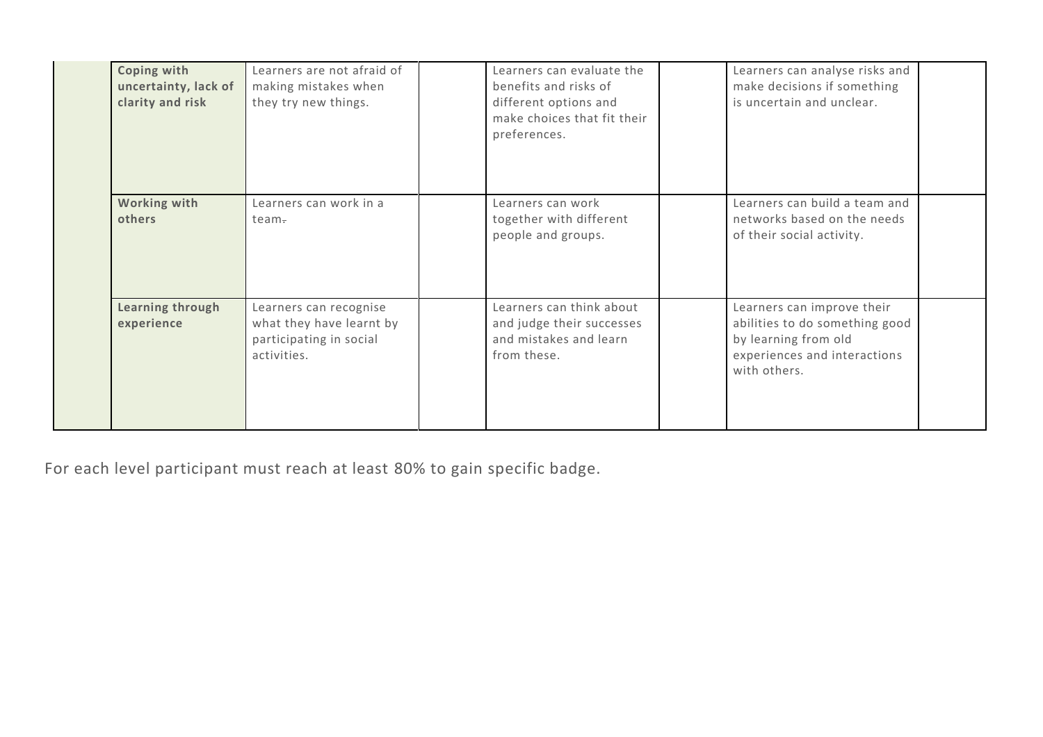|  |  |  |  |  |  |  |  |
|---|---|---|---|---|---|---|---|
|  | **Coping with uncertainty, lack of clarity and risk** | Learners are not afraid of making mistakes when they try new things. |  | Learners can evaluate the benefits and risks of different options and make choices that fit their preferences. |  | Learners can analyse risks and make decisions if something is uncertain and unclear. |  |
|  | **Working with others** | Learners can work in a team. |  | Learners can work together with different people and groups. |  | Learners can build a team and networks based on the needs of their social activity. |  |
|  | **Learning through experience** | Learners can recognise what they have learnt by participating in social activities. |  | Learners can think about and judge their successes and mistakes and learn from these. |  | Learners can improve their abilities to do something good by learning from old experiences and interactions with others. |  |

For each level participant must reach at least 80% to gain specific badge.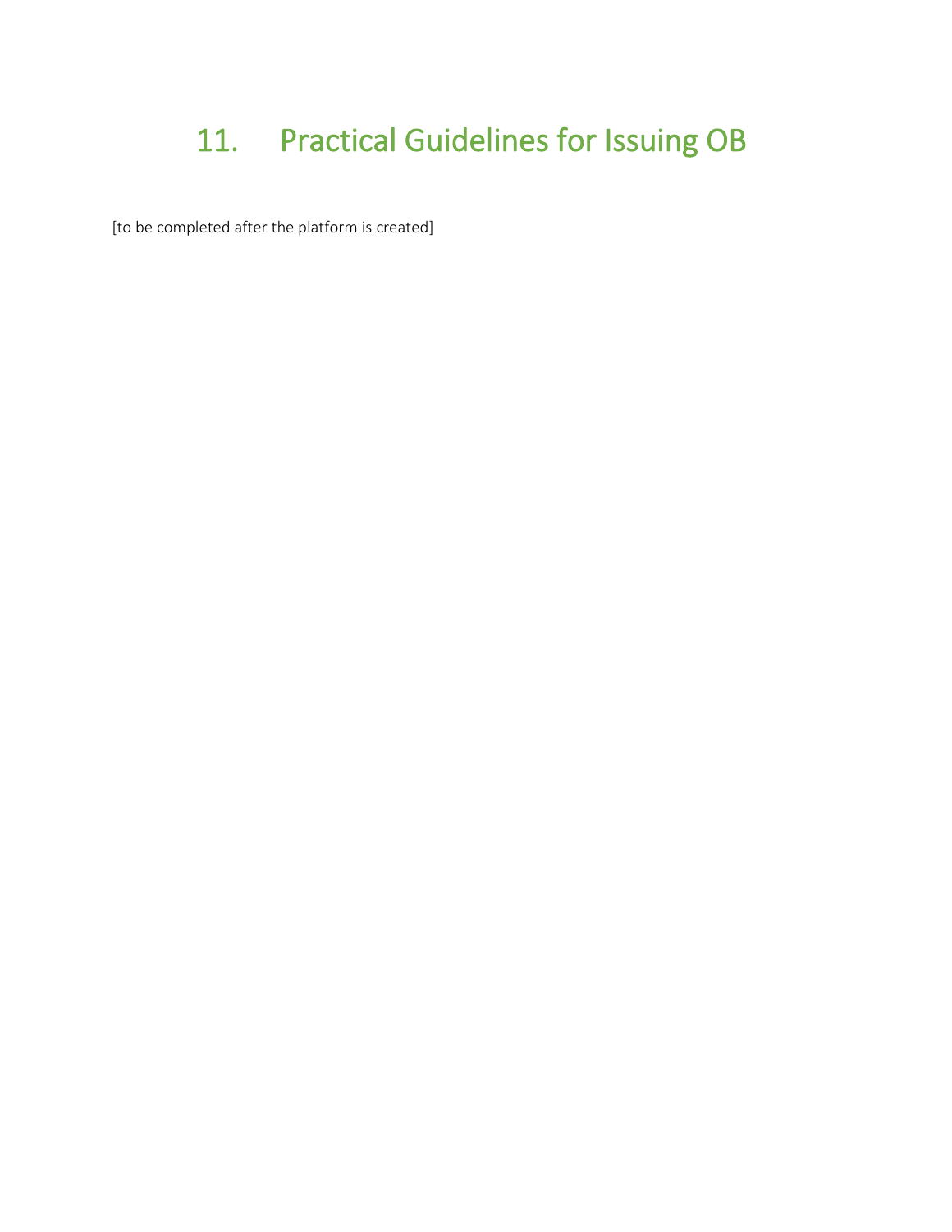# 11. Practical Guidelines for Issuing OB

[to be completed after the platform is created]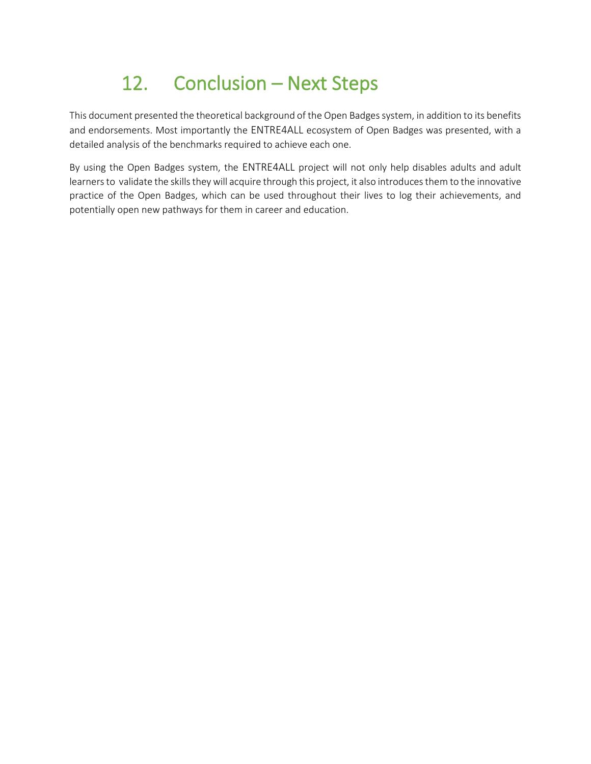# 12. Conclusion – Next Steps

This document presented the theoretical background of the Open Badges system, in addition to its benefits and endorsements. Most importantly the ENTRE4ALL ecosystem of Open Badges was presented, with a detailed analysis of the benchmarks required to achieve each one.

By using the Open Badges system, the ENTRE4ALL project will not only help disables adults and adult learners to validate the skills they will acquire through this project, it also introduces them to the innovative practice of the Open Badges, which can be used throughout their lives to log their achievements, and potentially open new pathways for them in career and education.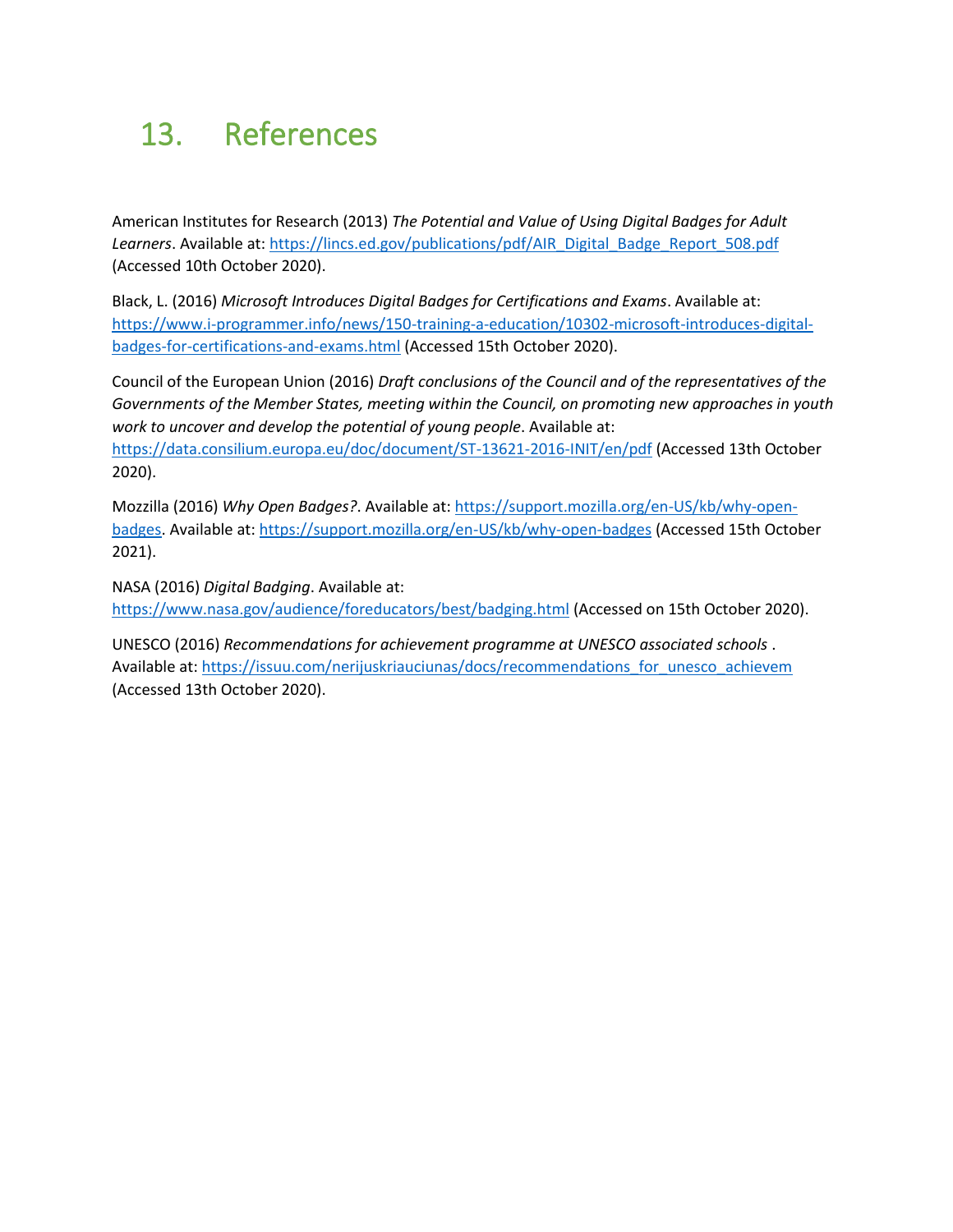# 13. References

American Institutes for Research (2013) *The Potential and Value of Using Digital Badges for Adult Learners*. Available at: https://lincs.ed.gov/publications/pdf/AIR_Digital_Badge_Report_508.pdf (Accessed 10th October 2020).

Black, L. (2016) *Microsoft Introduces Digital Badges for Certifications and Exams*. Available at: https://www.i-programmer.info/news/150-training-a-education/10302-microsoft-introduces-digital-badges-for-certifications-and-exams.html (Accessed 15th October 2020).

Council of the European Union (2016) *Draft conclusions of the Council and of the representatives of the Governments of the Member States, meeting within the Council, on promoting new approaches in youth work to uncover and develop the potential of young people*. Available at: https://data.consilium.europa.eu/doc/document/ST-13621-2016-INIT/en/pdf (Accessed 13th October 2020).

Mozzilla (2016) *Why Open Badges?*. Available at: https://support.mozilla.org/en-US/kb/why-open-badges. Available at: https://support.mozilla.org/en-US/kb/why-open-badges (Accessed 15th October 2021).

NASA (2016) *Digital Badging*. Available at: https://www.nasa.gov/audience/foreducators/best/badging.html (Accessed on 15th October 2020).

UNESCO (2016) *Recommendations for achievement programme at UNESCO associated schools* . Available at: https://issuu.com/nerijuskriauciunas/docs/recommendations_for_unesco_achievem (Accessed 13th October 2020).